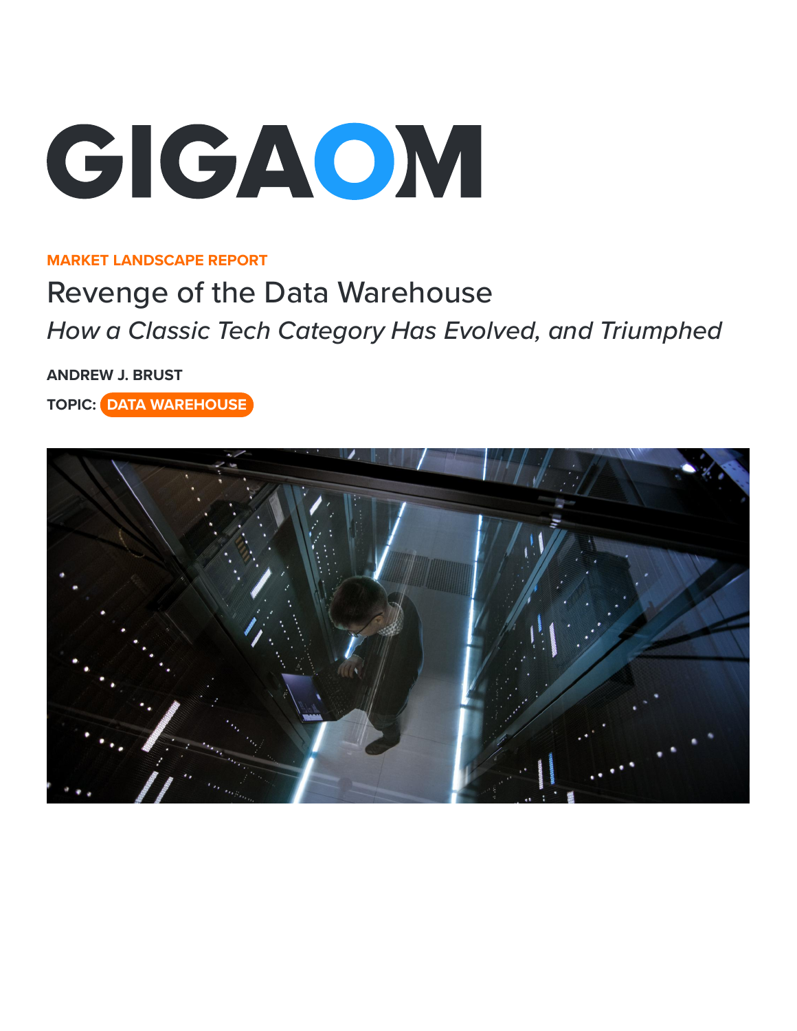GIGAOM

MARKET LANDSCAPE REPORT

# Revenge of the Data Warehouse

*How a Classic Tech Category Has Evolved, and Triumphed*

**ANDREW J. BRUST**

**TOPIC:** DATA WAREHOUSE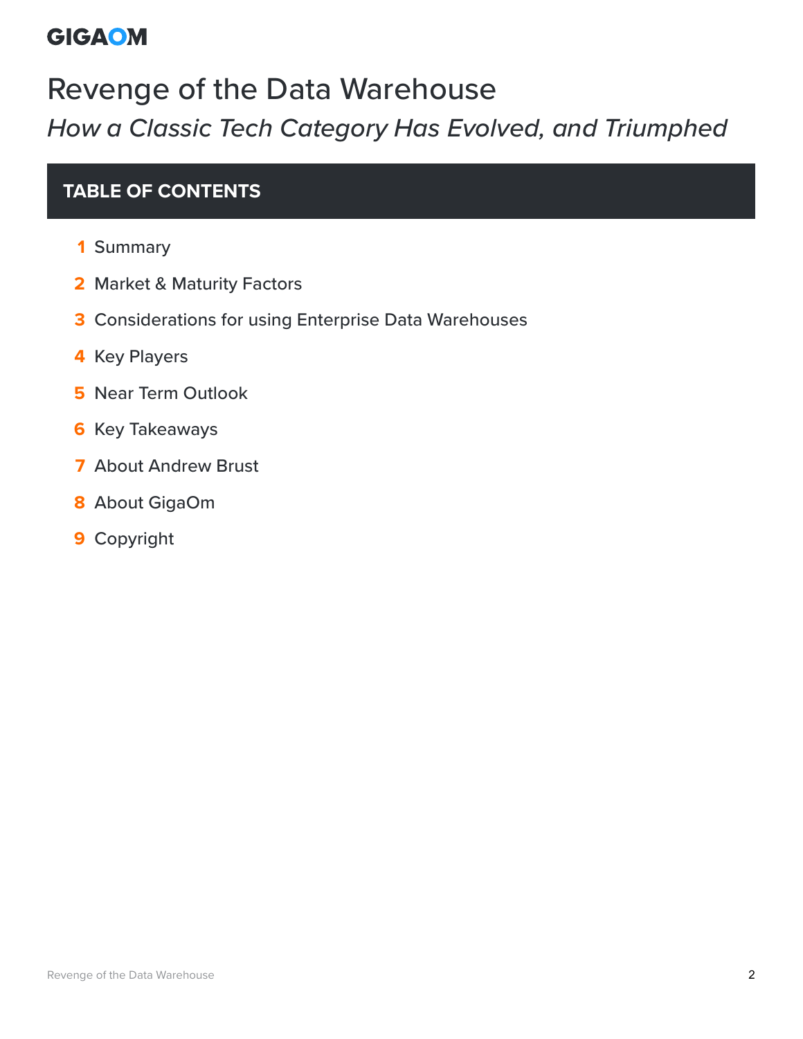# Revenge of the Data Warehouse

*How a Classic Tech Category Has Evolved, and Triumphed*

## TABLE OF CONTENTS

1. Summary
2. Market & Maturity Factors
3. Considerations for using Enterprise Data Warehouses
4. Key Players
5. Near Term Outlook
6. Key Takeaways
7. About Andrew Brust
8. About GigaOm
9. Copyright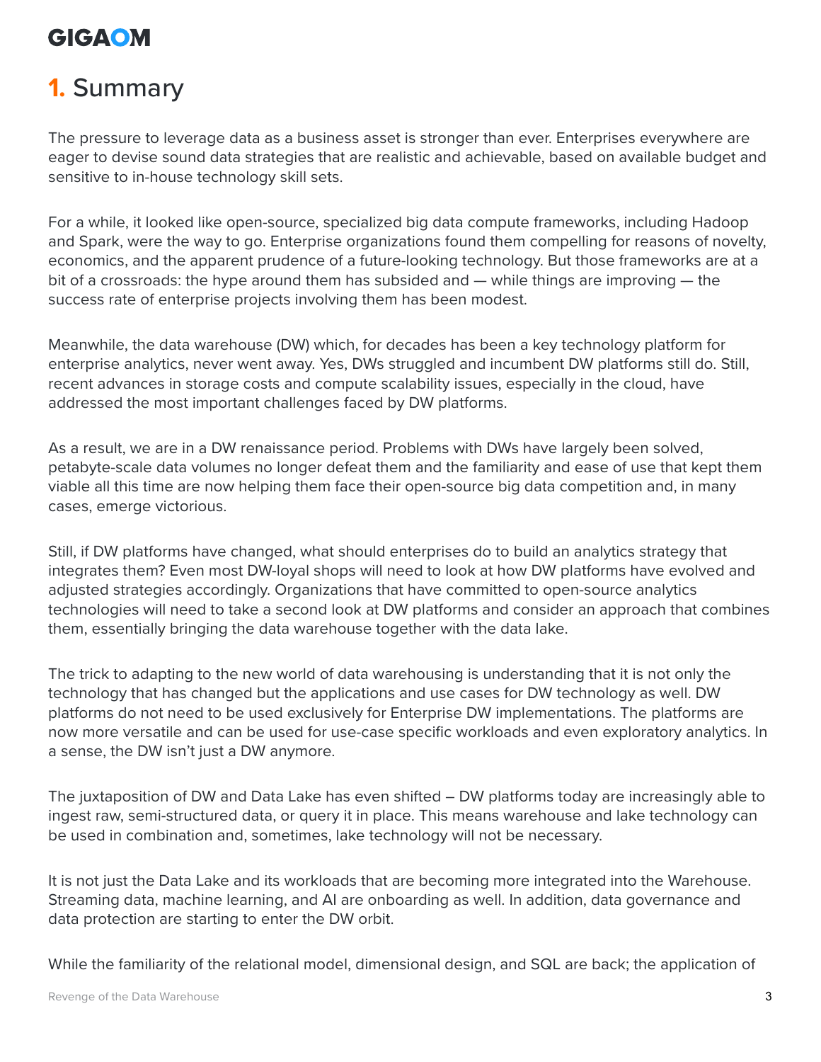# 1. Summary

The pressure to leverage data as a business asset is stronger than ever. Enterprises everywhere are eager to devise sound data strategies that are realistic and achievable, based on available budget and sensitive to in-house technology skill sets.

For a while, it looked like open-source, specialized big data compute frameworks, including Hadoop and Spark, were the way to go. Enterprise organizations found them compelling for reasons of novelty, economics, and the apparent prudence of a future-looking technology. But those frameworks are at a bit of a crossroads: the hype around them has subsided and — while things are improving — the success rate of enterprise projects involving them has been modest.

Meanwhile, the data warehouse (DW) which, for decades has been a key technology platform for enterprise analytics, never went away. Yes, DWs struggled and incumbent DW platforms still do. Still, recent advances in storage costs and compute scalability issues, especially in the cloud, have addressed the most important challenges faced by DW platforms.

As a result, we are in a DW renaissance period. Problems with DWs have largely been solved, petabyte-scale data volumes no longer defeat them and the familiarity and ease of use that kept them viable all this time are now helping them face their open-source big data competition and, in many cases, emerge victorious.

Still, if DW platforms have changed, what should enterprises do to build an analytics strategy that integrates them? Even most DW-loyal shops will need to look at how DW platforms have evolved and adjusted strategies accordingly. Organizations that have committed to open-source analytics technologies will need to take a second look at DW platforms and consider an approach that combines them, essentially bringing the data warehouse together with the data lake.

The trick to adapting to the new world of data warehousing is understanding that it is not only the technology that has changed but the applications and use cases for DW technology as well. DW platforms do not need to be used exclusively for Enterprise DW implementations. The platforms are now more versatile and can be used for use-case specific workloads and even exploratory analytics. In a sense, the DW isn't just a DW anymore.

The juxtaposition of DW and Data Lake has even shifted – DW platforms today are increasingly able to ingest raw, semi-structured data, or query it in place. This means warehouse and lake technology can be used in combination and, sometimes, lake technology will not be necessary.

It is not just the Data Lake and its workloads that are becoming more integrated into the Warehouse. Streaming data, machine learning, and AI are onboarding as well. In addition, data governance and data protection are starting to enter the DW orbit.

While the familiarity of the relational model, dimensional design, and SQL are back; the application of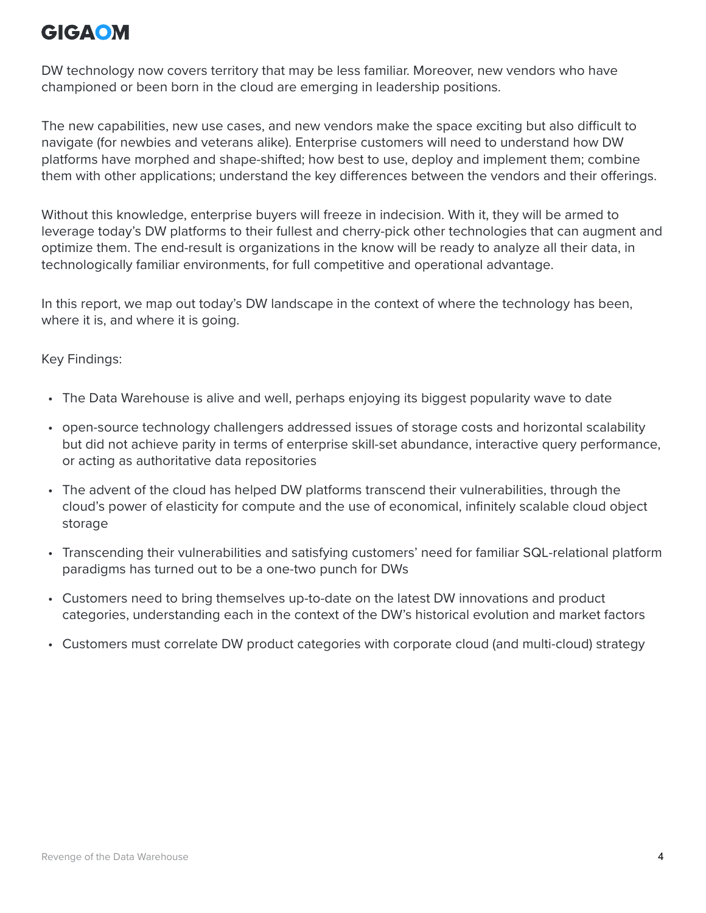DW technology now covers territory that may be less familiar. Moreover, new vendors who have championed or been born in the cloud are emerging in leadership positions.

The new capabilities, new use cases, and new vendors make the space exciting but also difficult to navigate (for newbies and veterans alike). Enterprise customers will need to understand how DW platforms have morphed and shape-shifted; how best to use, deploy and implement them; combine them with other applications; understand the key differences between the vendors and their offerings.

Without this knowledge, enterprise buyers will freeze in indecision. With it, they will be armed to leverage today's DW platforms to their fullest and cherry-pick other technologies that can augment and optimize them. The end-result is organizations in the know will be ready to analyze all their data, in technologically familiar environments, for full competitive and operational advantage.

In this report, we map out today's DW landscape in the context of where the technology has been, where it is, and where it is going.

Key Findings:

- The Data Warehouse is alive and well, perhaps enjoying its biggest popularity wave to date
- open-source technology challengers addressed issues of storage costs and horizontal scalability but did not achieve parity in terms of enterprise skill-set abundance, interactive query performance, or acting as authoritative data repositories
- The advent of the cloud has helped DW platforms transcend their vulnerabilities, through the cloud's power of elasticity for compute and the use of economical, infinitely scalable cloud object storage
- Transcending their vulnerabilities and satisfying customers' need for familiar SQL-relational platform paradigms has turned out to be a one-two punch for DWs
- Customers need to bring themselves up-to-date on the latest DW innovations and product categories, understanding each in the context of the DW's historical evolution and market factors
- Customers must correlate DW product categories with corporate cloud (and multi-cloud) strategy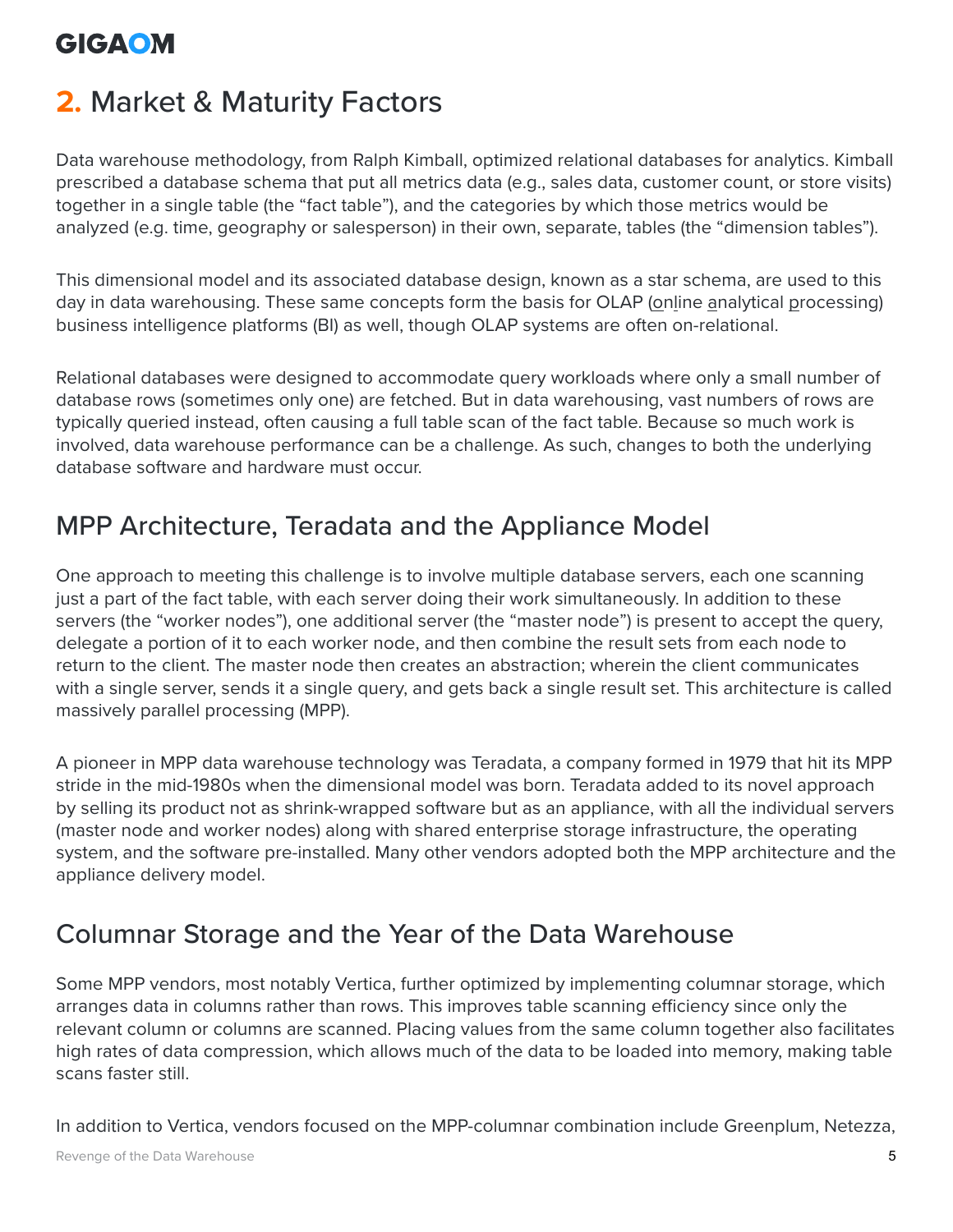## 2. Market & Maturity Factors

Data warehouse methodology, from Ralph Kimball, optimized relational databases for analytics. Kimball prescribed a database schema that put all metrics data (e.g., sales data, customer count, or store visits) together in a single table (the "fact table"), and the categories by which those metrics would be analyzed (e.g. time, geography or salesperson) in their own, separate, tables (the "dimension tables").

This dimensional model and its associated database design, known as a star schema, are used to this day in data warehousing. These same concepts form the basis for OLAP (online analytical processing) business intelligence platforms (BI) as well, though OLAP systems are often on-relational.

Relational databases were designed to accommodate query workloads where only a small number of database rows (sometimes only one) are fetched. But in data warehousing, vast numbers of rows are typically queried instead, often causing a full table scan of the fact table. Because so much work is involved, data warehouse performance can be a challenge. As such, changes to both the underlying database software and hardware must occur.

### MPP Architecture, Teradata and the Appliance Model

One approach to meeting this challenge is to involve multiple database servers, each one scanning just a part of the fact table, with each server doing their work simultaneously. In addition to these servers (the "worker nodes"), one additional server (the "master node") is present to accept the query, delegate a portion of it to each worker node, and then combine the result sets from each node to return to the client. The master node then creates an abstraction; wherein the client communicates with a single server, sends it a single query, and gets back a single result set. This architecture is called massively parallel processing (MPP).

A pioneer in MPP data warehouse technology was Teradata, a company formed in 1979 that hit its MPP stride in the mid-1980s when the dimensional model was born. Teradata added to its novel approach by selling its product not as shrink-wrapped software but as an appliance, with all the individual servers (master node and worker nodes) along with shared enterprise storage infrastructure, the operating system, and the software pre-installed. Many other vendors adopted both the MPP architecture and the appliance delivery model.

### Columnar Storage and the Year of the Data Warehouse

Some MPP vendors, most notably Vertica, further optimized by implementing columnar storage, which arranges data in columns rather than rows. This improves table scanning efficiency since only the relevant column or columns are scanned. Placing values from the same column together also facilitates high rates of data compression, which allows much of the data to be loaded into memory, making table scans faster still.

In addition to Vertica, vendors focused on the MPP-columnar combination include Greenplum, Netezza,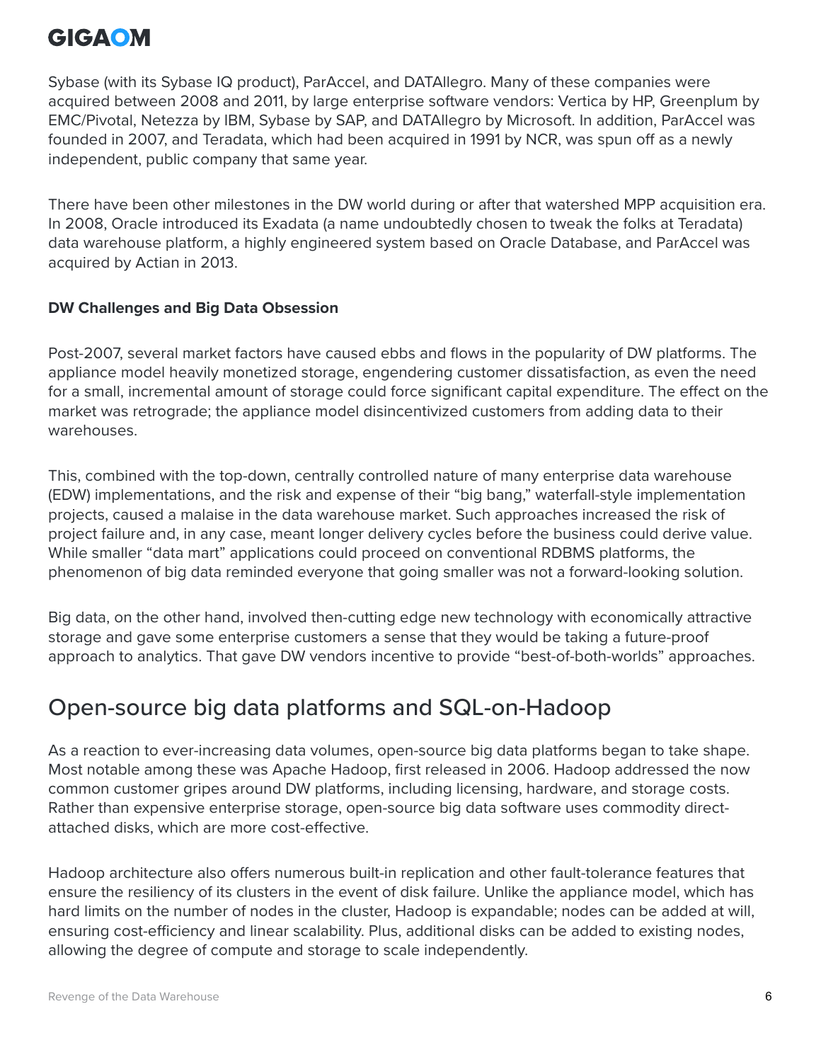Sybase (with its Sybase IQ product), ParAccel, and DATAllegro. Many of these companies were acquired between 2008 and 2011, by large enterprise software vendors: Vertica by HP, Greenplum by EMC/Pivotal, Netezza by IBM, Sybase by SAP, and DATAllegro by Microsoft. In addition, ParAccel was founded in 2007, and Teradata, which had been acquired in 1991 by NCR, was spun off as a newly independent, public company that same year.

There have been other milestones in the DW world during or after that watershed MPP acquisition era. In 2008, Oracle introduced its Exadata (a name undoubtedly chosen to tweak the folks at Teradata) data warehouse platform, a highly engineered system based on Oracle Database, and ParAccel was acquired by Actian in 2013.

**DW Challenges and Big Data Obsession**

Post-2007, several market factors have caused ebbs and flows in the popularity of DW platforms. The appliance model heavily monetized storage, engendering customer dissatisfaction, as even the need for a small, incremental amount of storage could force significant capital expenditure. The effect on the market was retrograde; the appliance model disincentivized customers from adding data to their warehouses.

This, combined with the top-down, centrally controlled nature of many enterprise data warehouse (EDW) implementations, and the risk and expense of their "big bang," waterfall-style implementation projects, caused a malaise in the data warehouse market. Such approaches increased the risk of project failure and, in any case, meant longer delivery cycles before the business could derive value. While smaller "data mart" applications could proceed on conventional RDBMS platforms, the phenomenon of big data reminded everyone that going smaller was not a forward-looking solution.

Big data, on the other hand, involved then-cutting edge new technology with economically attractive storage and gave some enterprise customers a sense that they would be taking a future-proof approach to analytics. That gave DW vendors incentive to provide "best-of-both-worlds" approaches.

## Open-source big data platforms and SQL-on-Hadoop

As a reaction to ever-increasing data volumes, open-source big data platforms began to take shape. Most notable among these was Apache Hadoop, first released in 2006. Hadoop addressed the now common customer gripes around DW platforms, including licensing, hardware, and storage costs. Rather than expensive enterprise storage, open-source big data software uses commodity direct-attached disks, which are more cost-effective.

Hadoop architecture also offers numerous built-in replication and other fault-tolerance features that ensure the resiliency of its clusters in the event of disk failure. Unlike the appliance model, which has hard limits on the number of nodes in the cluster, Hadoop is expandable; nodes can be added at will, ensuring cost-efficiency and linear scalability. Plus, additional disks can be added to existing nodes, allowing the degree of compute and storage to scale independently.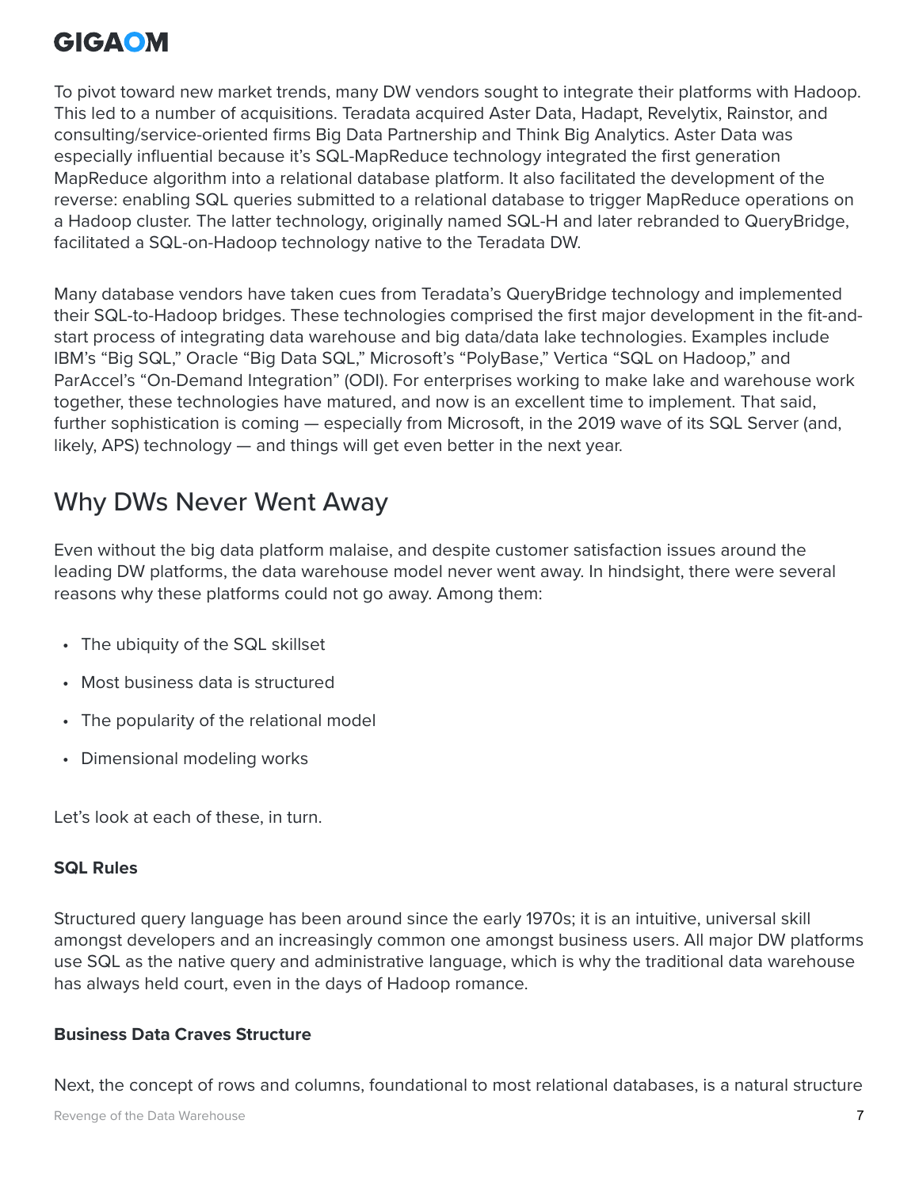To pivot toward new market trends, many DW vendors sought to integrate their platforms with Hadoop. This led to a number of acquisitions. Teradata acquired Aster Data, Hadapt, Revelytix, Rainstor, and consulting/service-oriented firms Big Data Partnership and Think Big Analytics. Aster Data was especially influential because it's SQL-MapReduce technology integrated the first generation MapReduce algorithm into a relational database platform. It also facilitated the development of the reverse: enabling SQL queries submitted to a relational database to trigger MapReduce operations on a Hadoop cluster. The latter technology, originally named SQL-H and later rebranded to QueryBridge, facilitated a SQL-on-Hadoop technology native to the Teradata DW.

Many database vendors have taken cues from Teradata's QueryBridge technology and implemented their SQL-to-Hadoop bridges. These technologies comprised the first major development in the fit-and-start process of integrating data warehouse and big data/data lake technologies. Examples include IBM's "Big SQL," Oracle "Big Data SQL," Microsoft's "PolyBase," Vertica "SQL on Hadoop," and ParAccel's "On-Demand Integration" (ODI). For enterprises working to make lake and warehouse work together, these technologies have matured, and now is an excellent time to implement. That said, further sophistication is coming — especially from Microsoft, in the 2019 wave of its SQL Server (and, likely, APS) technology — and things will get even better in the next year.

## Why DWs Never Went Away

Even without the big data platform malaise, and despite customer satisfaction issues around the leading DW platforms, the data warehouse model never went away. In hindsight, there were several reasons why these platforms could not go away. Among them:

- The ubiquity of the SQL skillset
- Most business data is structured
- The popularity of the relational model
- Dimensional modeling works

Let's look at each of these, in turn.

### SQL Rules

Structured query language has been around since the early 1970s; it is an intuitive, universal skill amongst developers and an increasingly common one amongst business users. All major DW platforms use SQL as the native query and administrative language, which is why the traditional data warehouse has always held court, even in the days of Hadoop romance.

### Business Data Craves Structure

Next, the concept of rows and columns, foundational to most relational databases, is a natural structure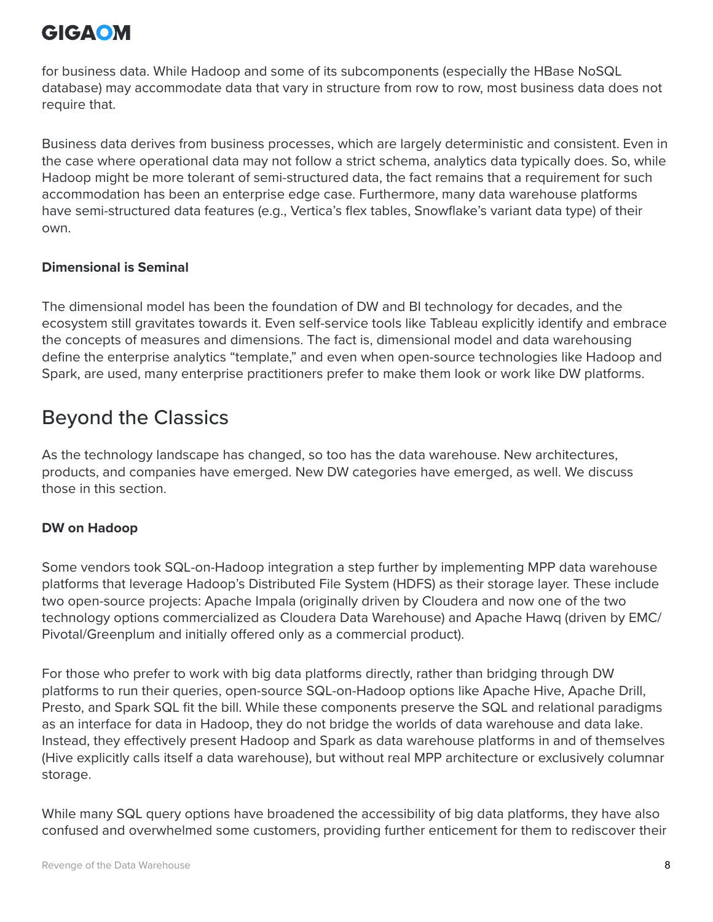for business data. While Hadoop and some of its subcomponents (especially the HBase NoSQL database) may accommodate data that vary in structure from row to row, most business data does not require that.

Business data derives from business processes, which are largely deterministic and consistent. Even in the case where operational data may not follow a strict schema, analytics data typically does. So, while Hadoop might be more tolerant of semi-structured data, the fact remains that a requirement for such accommodation has been an enterprise edge case. Furthermore, many data warehouse platforms have semi-structured data features (e.g., Vertica's flex tables, Snowflake's variant data type) of their own.

**Dimensional is Seminal**

The dimensional model has been the foundation of DW and BI technology for decades, and the ecosystem still gravitates towards it. Even self-service tools like Tableau explicitly identify and embrace the concepts of measures and dimensions. The fact is, dimensional model and data warehousing define the enterprise analytics "template," and even when open-source technologies like Hadoop and Spark, are used, many enterprise practitioners prefer to make them look or work like DW platforms.

## Beyond the Classics

As the technology landscape has changed, so too has the data warehouse. New architectures, products, and companies have emerged. New DW categories have emerged, as well. We discuss those in this section.

**DW on Hadoop**

Some vendors took SQL-on-Hadoop integration a step further by implementing MPP data warehouse platforms that leverage Hadoop's Distributed File System (HDFS) as their storage layer. These include two open-source projects: Apache Impala (originally driven by Cloudera and now one of the two technology options commercialized as Cloudera Data Warehouse) and Apache Hawq (driven by EMC/Pivotal/Greenplum and initially offered only as a commercial product).

For those who prefer to work with big data platforms directly, rather than bridging through DW platforms to run their queries, open-source SQL-on-Hadoop options like Apache Hive, Apache Drill, Presto, and Spark SQL fit the bill. While these components preserve the SQL and relational paradigms as an interface for data in Hadoop, they do not bridge the worlds of data warehouse and data lake. Instead, they effectively present Hadoop and Spark as data warehouse platforms in and of themselves (Hive explicitly calls itself a data warehouse), but without real MPP architecture or exclusively columnar storage.

While many SQL query options have broadened the accessibility of big data platforms, they have also confused and overwhelmed some customers, providing further enticement for them to rediscover their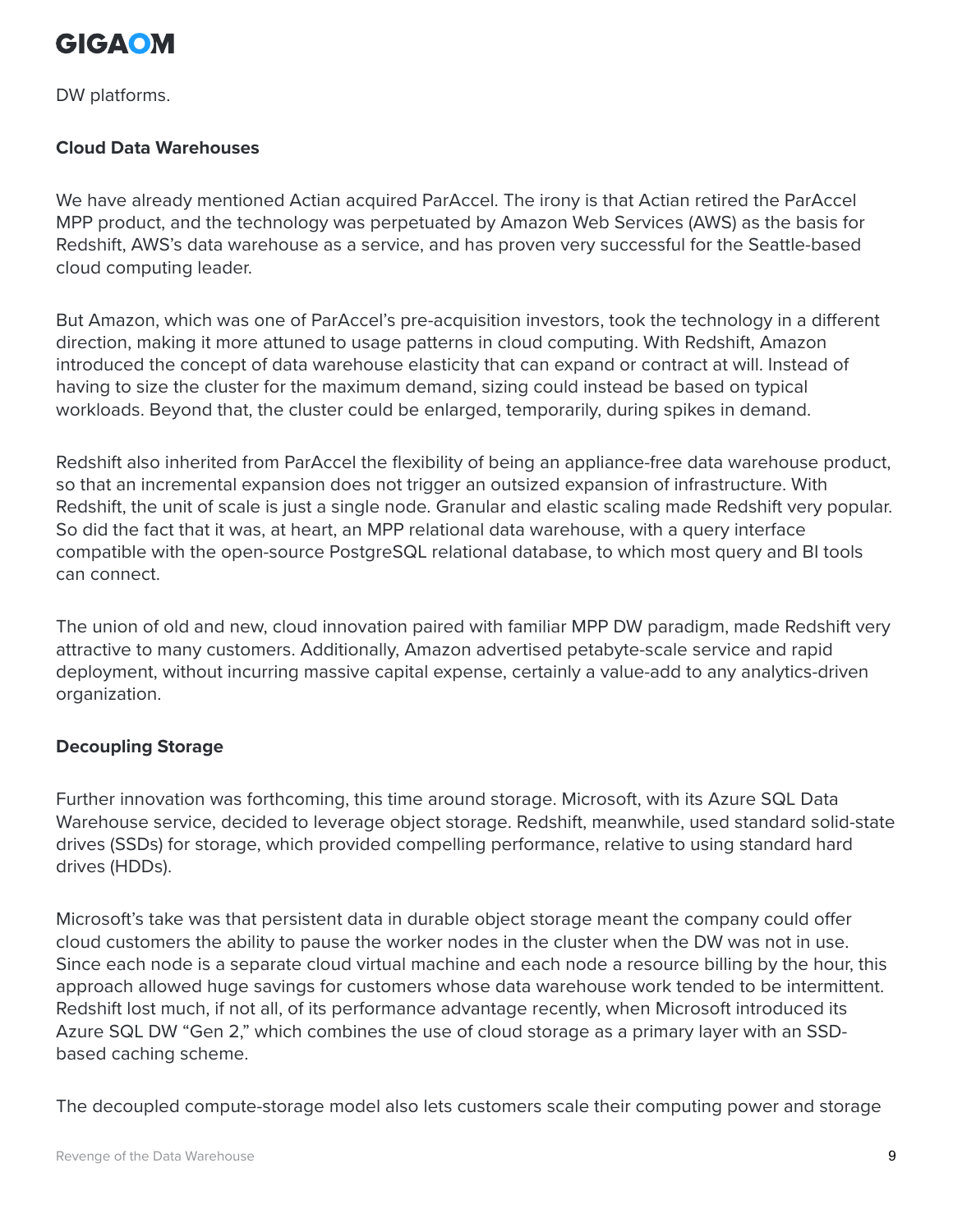DW platforms.

**Cloud Data Warehouses**

We have already mentioned Actian acquired ParAccel. The irony is that Actian retired the ParAccel MPP product, and the technology was perpetuated by Amazon Web Services (AWS) as the basis for Redshift, AWS's data warehouse as a service, and has proven very successful for the Seattle-based cloud computing leader.

But Amazon, which was one of ParAccel's pre-acquisition investors, took the technology in a different direction, making it more attuned to usage patterns in cloud computing. With Redshift, Amazon introduced the concept of data warehouse elasticity that can expand or contract at will. Instead of having to size the cluster for the maximum demand, sizing could instead be based on typical workloads. Beyond that, the cluster could be enlarged, temporarily, during spikes in demand.

Redshift also inherited from ParAccel the flexibility of being an appliance-free data warehouse product, so that an incremental expansion does not trigger an outsized expansion of infrastructure. With Redshift, the unit of scale is just a single node. Granular and elastic scaling made Redshift very popular. So did the fact that it was, at heart, an MPP relational data warehouse, with a query interface compatible with the open-source PostgreSQL relational database, to which most query and BI tools can connect.

The union of old and new, cloud innovation paired with familiar MPP DW paradigm, made Redshift very attractive to many customers. Additionally, Amazon advertised petabyte-scale service and rapid deployment, without incurring massive capital expense, certainly a value-add to any analytics-driven organization.

**Decoupling Storage**

Further innovation was forthcoming, this time around storage. Microsoft, with its Azure SQL Data Warehouse service, decided to leverage object storage. Redshift, meanwhile, used standard solid-state drives (SSDs) for storage, which provided compelling performance, relative to using standard hard drives (HDDs).

Microsoft's take was that persistent data in durable object storage meant the company could offer cloud customers the ability to pause the worker nodes in the cluster when the DW was not in use. Since each node is a separate cloud virtual machine and each node a resource billing by the hour, this approach allowed huge savings for customers whose data warehouse work tended to be intermittent. Redshift lost much, if not all, of its performance advantage recently, when Microsoft introduced its Azure SQL DW "Gen 2," which combines the use of cloud storage as a primary layer with an SSD-based caching scheme.

The decoupled compute-storage model also lets customers scale their computing power and storage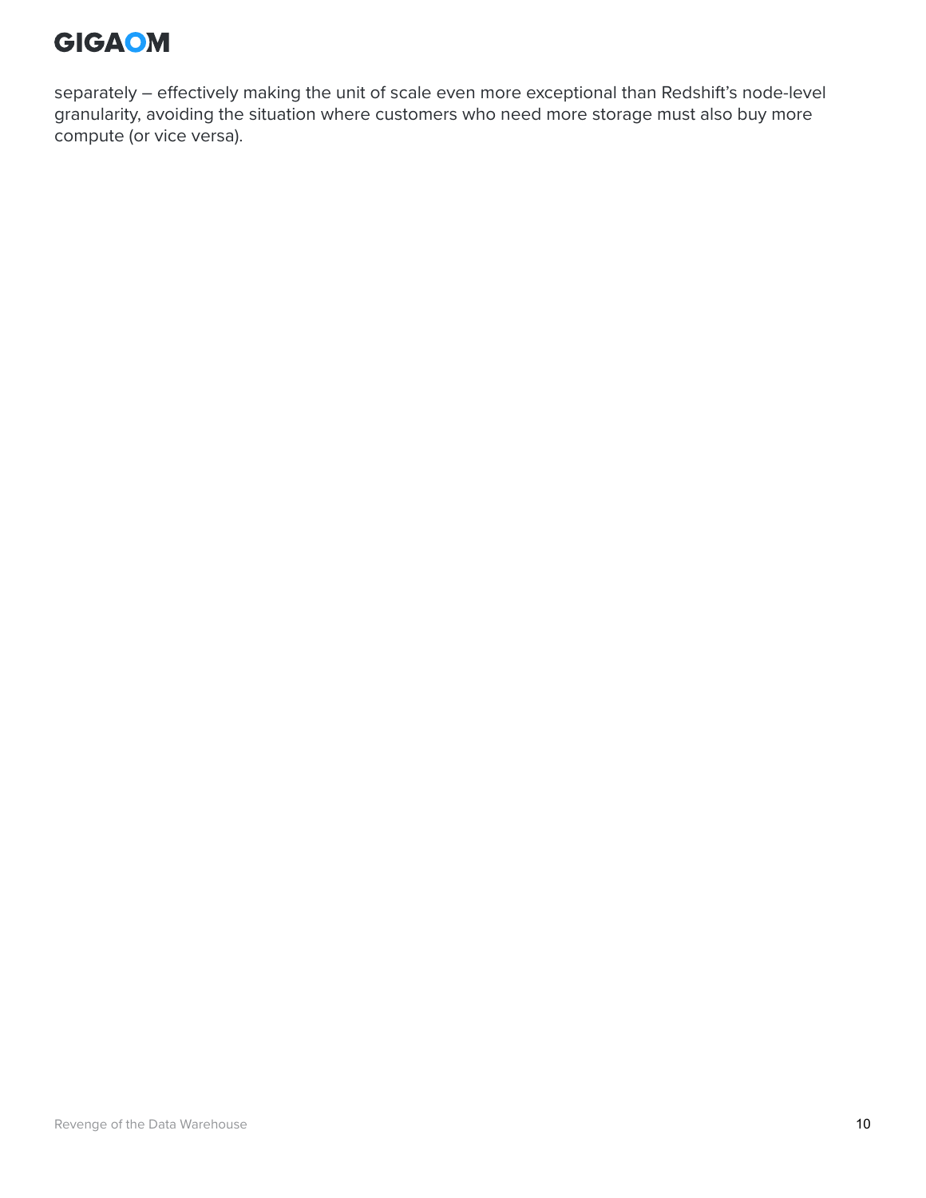separately – effectively making the unit of scale even more exceptional than Redshift's node-level granularity, avoiding the situation where customers who need more storage must also buy more compute (or vice versa).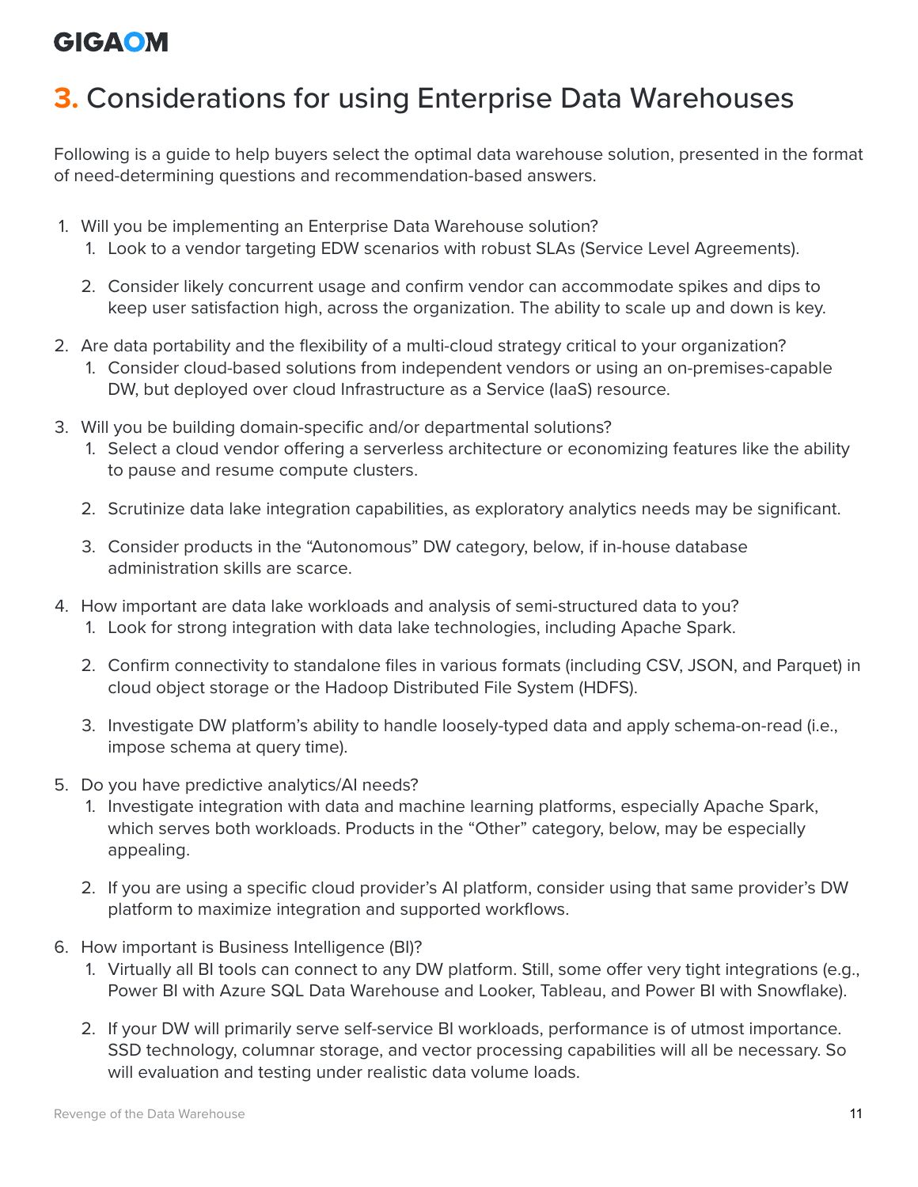## 3. Considerations for using Enterprise Data Warehouses

Following is a guide to help buyers select the optimal data warehouse solution, presented in the format of need-determining questions and recommendation-based answers.

1. Will you be implementing an Enterprise Data Warehouse solution?
    1. Look to a vendor targeting EDW scenarios with robust SLAs (Service Level Agreements).
    2. Consider likely concurrent usage and confirm vendor can accommodate spikes and dips to keep user satisfaction high, across the organization. The ability to scale up and down is key.
2. Are data portability and the flexibility of a multi-cloud strategy critical to your organization?
    1. Consider cloud-based solutions from independent vendors or using an on-premises-capable DW, but deployed over cloud Infrastructure as a Service (IaaS) resource.
3. Will you be building domain-specific and/or departmental solutions?
    1. Select a cloud vendor offering a serverless architecture or economizing features like the ability to pause and resume compute clusters.
    2. Scrutinize data lake integration capabilities, as exploratory analytics needs may be significant.
    3. Consider products in the "Autonomous" DW category, below, if in-house database administration skills are scarce.
4. How important are data lake workloads and analysis of semi-structured data to you?
    1. Look for strong integration with data lake technologies, including Apache Spark.
    2. Confirm connectivity to standalone files in various formats (including CSV, JSON, and Parquet) in cloud object storage or the Hadoop Distributed File System (HDFS).
    3. Investigate DW platform's ability to handle loosely-typed data and apply schema-on-read (i.e., impose schema at query time).
5. Do you have predictive analytics/AI needs?
    1. Investigate integration with data and machine learning platforms, especially Apache Spark, which serves both workloads. Products in the "Other" category, below, may be especially appealing.
    2. If you are using a specific cloud provider's AI platform, consider using that same provider's DW platform to maximize integration and supported workflows.
6. How important is Business Intelligence (BI)?
    1. Virtually all BI tools can connect to any DW platform. Still, some offer very tight integrations (e.g., Power BI with Azure SQL Data Warehouse and Looker, Tableau, and Power BI with Snowflake).
    2. If your DW will primarily serve self-service BI workloads, performance is of utmost importance. SSD technology, columnar storage, and vector processing capabilities will all be necessary. So will evaluation and testing under realistic data volume loads.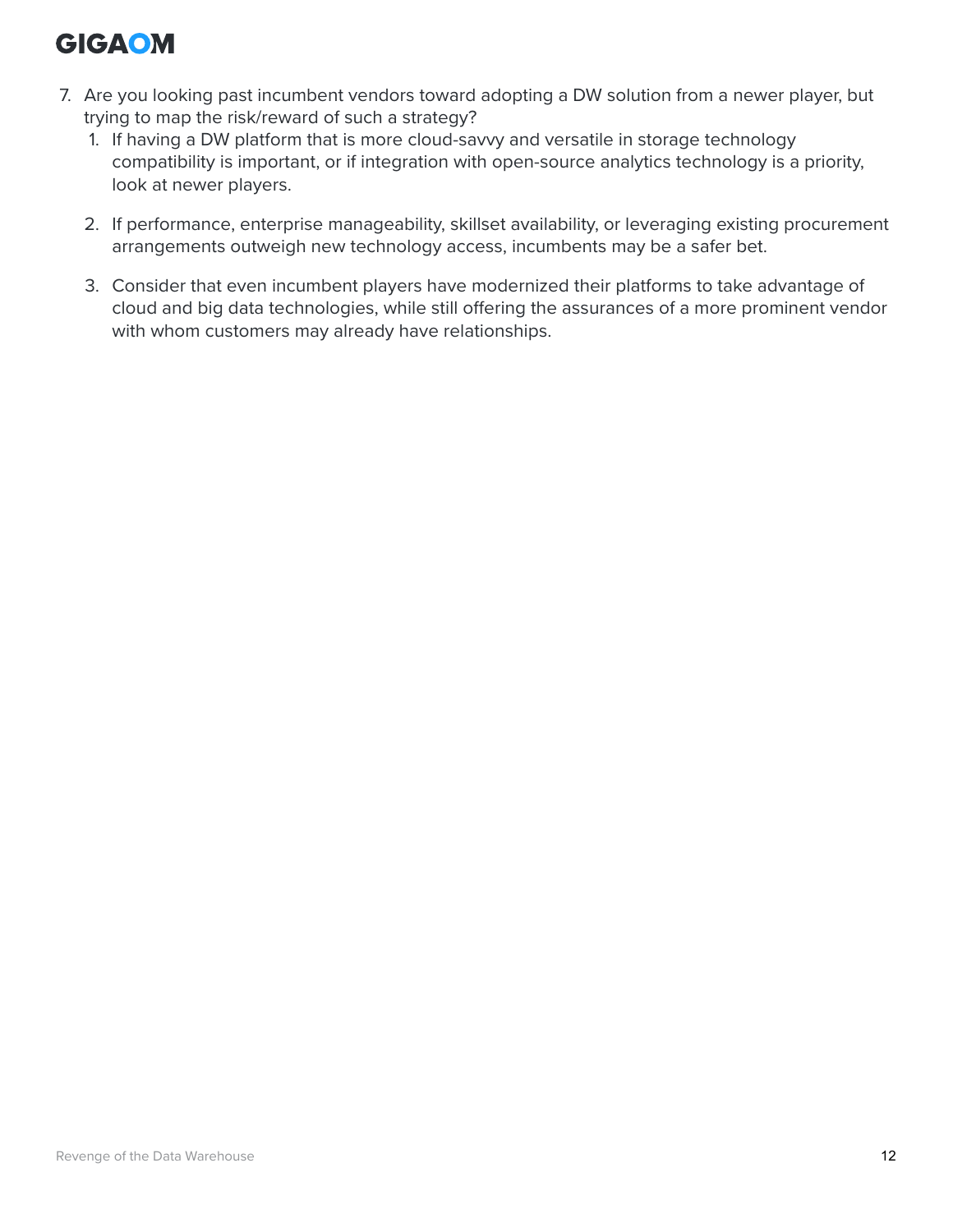7. Are you looking past incumbent vendors toward adopting a DW solution from a newer player, but trying to map the risk/reward of such a strategy?
    1. If having a DW platform that is more cloud-savvy and versatile in storage technology compatibility is important, or if integration with open-source analytics technology is a priority, look at newer players.
    2. If performance, enterprise manageability, skillset availability, or leveraging existing procurement arrangements outweigh new technology access, incumbents may be a safer bet.
    3. Consider that even incumbent players have modernized their platforms to take advantage of cloud and big data technologies, while still offering the assurances of a more prominent vendor with whom customers may already have relationships.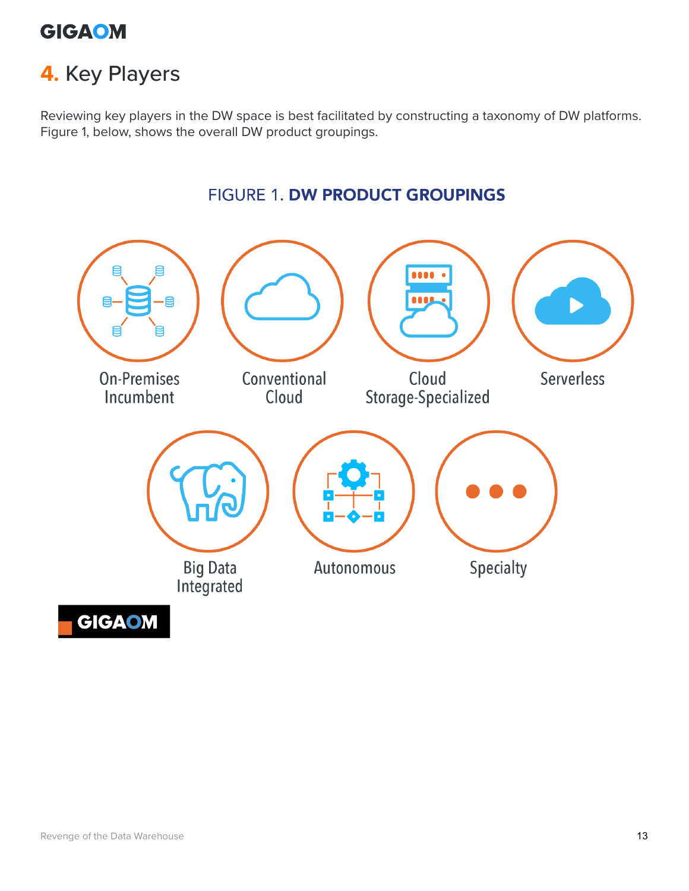## 4. Key Players

Reviewing key players in the DW space is best facilitated by constructing a taxonomy of DW platforms. Figure 1, below, shows the overall DW product groupings.

FIGURE 1. **DW PRODUCT GROUPINGS**

On-Premises Incumbent

Conventional Cloud

Cloud Storage-Specialized

Serverless

Big Data Integrated

Autonomous

Specialty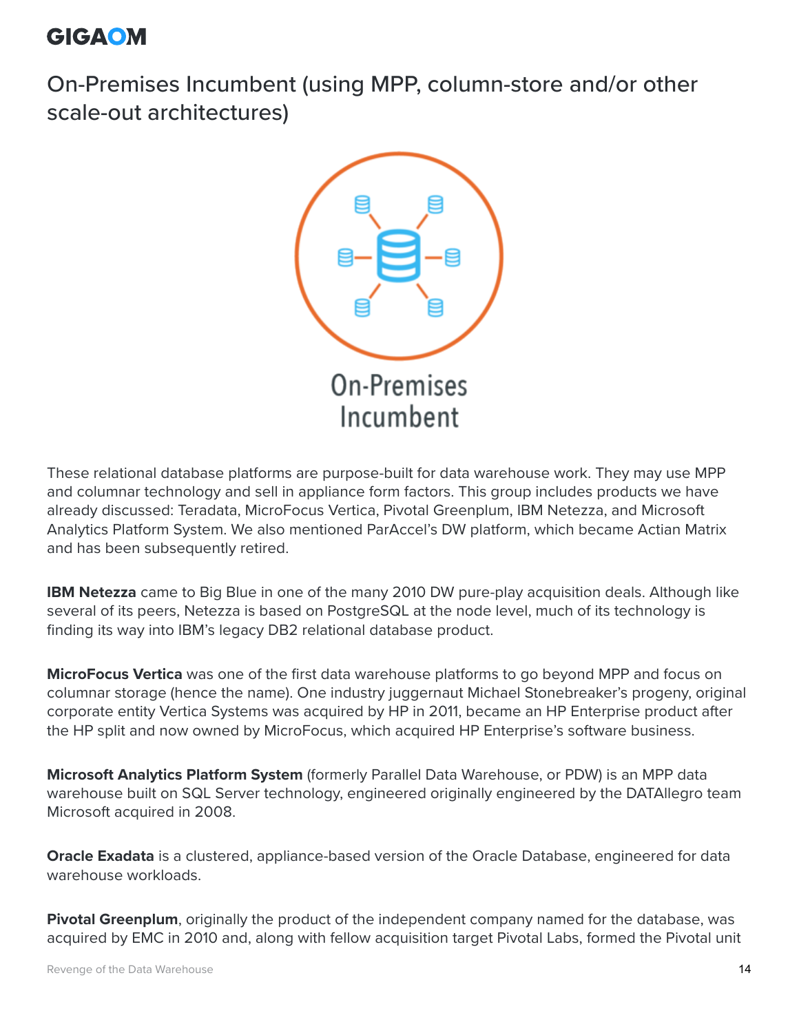# On-Premises Incumbent (using MPP, column-store and/or other scale-out architectures)

On-Premises Incumbent

These relational database platforms are purpose-built for data warehouse work. They may use MPP and columnar technology and sell in appliance form factors. This group includes products we have already discussed: Teradata, MicroFocus Vertica, Pivotal Greenplum, IBM Netezza, and Microsoft Analytics Platform System. We also mentioned ParAccel's DW platform, which became Actian Matrix and has been subsequently retired.

**IBM Netezza** came to Big Blue in one of the many 2010 DW pure-play acquisition deals. Although like several of its peers, Netezza is based on PostgreSQL at the node level, much of its technology is finding its way into IBM's legacy DB2 relational database product.

**MicroFocus Vertica** was one of the first data warehouse platforms to go beyond MPP and focus on columnar storage (hence the name). One industry juggernaut Michael Stonebreaker's progeny, original corporate entity Vertica Systems was acquired by HP in 2011, became an HP Enterprise product after the HP split and now owned by MicroFocus, which acquired HP Enterprise's software business.

**Microsoft Analytics Platform System** (formerly Parallel Data Warehouse, or PDW) is an MPP data warehouse built on SQL Server technology, engineered originally engineered by the DATAllegro team Microsoft acquired in 2008.

**Oracle Exadata** is a clustered, appliance-based version of the Oracle Database, engineered for data warehouse workloads.

**Pivotal Greenplum**, originally the product of the independent company named for the database, was acquired by EMC in 2010 and, along with fellow acquisition target Pivotal Labs, formed the Pivotal unit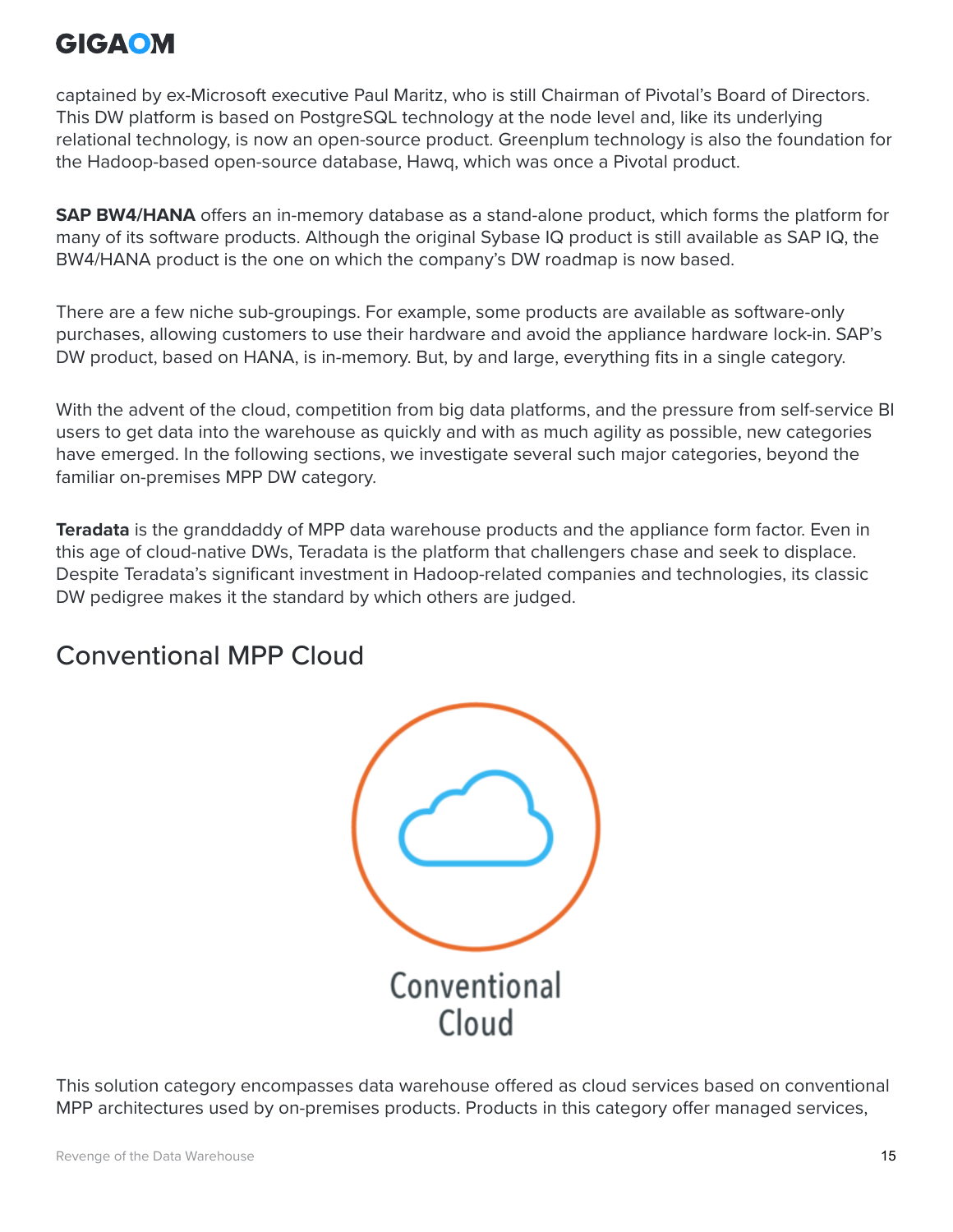captained by ex-Microsoft executive Paul Maritz, who is still Chairman of Pivotal's Board of Directors. This DW platform is based on PostgreSQL technology at the node level and, like its underlying relational technology, is now an open-source product. Greenplum technology is also the foundation for the Hadoop-based open-source database, Hawq, which was once a Pivotal product.

**SAP BW4/HANA** offers an in-memory database as a stand-alone product, which forms the platform for many of its software products. Although the original Sybase IQ product is still available as SAP IQ, the BW4/HANA product is the one on which the company's DW roadmap is now based.

There are a few niche sub-groupings. For example, some products are available as software-only purchases, allowing customers to use their hardware and avoid the appliance hardware lock-in. SAP's DW product, based on HANA, is in-memory. But, by and large, everything fits in a single category.

With the advent of the cloud, competition from big data platforms, and the pressure from self-service BI users to get data into the warehouse as quickly and with as much agility as possible, new categories have emerged. In the following sections, we investigate several such major categories, beyond the familiar on-premises MPP DW category.

**Teradata** is the granddaddy of MPP data warehouse products and the appliance form factor. Even in this age of cloud-native DWs, Teradata is the platform that challengers chase and seek to displace. Despite Teradata's significant investment in Hadoop-related companies and technologies, its classic DW pedigree makes it the standard by which others are judged.

## Conventional MPP Cloud

Conventional Cloud

This solution category encompasses data warehouse offered as cloud services based on conventional MPP architectures used by on-premises products. Products in this category offer managed services,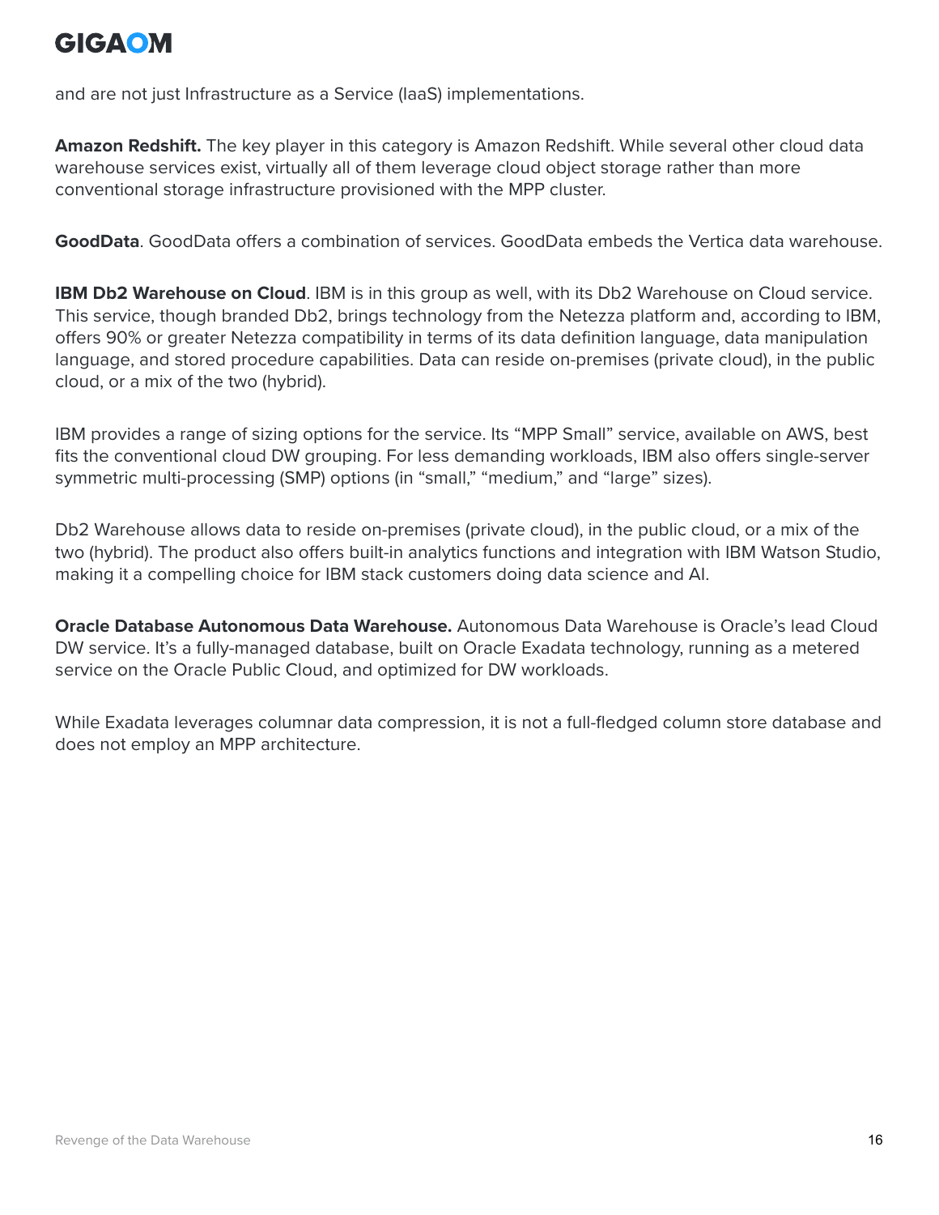and are not just Infrastructure as a Service (IaaS) implementations.

**Amazon Redshift.** The key player in this category is Amazon Redshift. While several other cloud data warehouse services exist, virtually all of them leverage cloud object storage rather than more conventional storage infrastructure provisioned with the MPP cluster.

**GoodData**. GoodData offers a combination of services. GoodData embeds the Vertica data warehouse.

**IBM Db2 Warehouse on Cloud**. IBM is in this group as well, with its Db2 Warehouse on Cloud service. This service, though branded Db2, brings technology from the Netezza platform and, according to IBM, offers 90% or greater Netezza compatibility in terms of its data definition language, data manipulation language, and stored procedure capabilities. Data can reside on-premises (private cloud), in the public cloud, or a mix of the two (hybrid).

IBM provides a range of sizing options for the service. Its "MPP Small" service, available on AWS, best fits the conventional cloud DW grouping. For less demanding workloads, IBM also offers single-server symmetric multi-processing (SMP) options (in "small," "medium," and "large" sizes).

Db2 Warehouse allows data to reside on-premises (private cloud), in the public cloud, or a mix of the two (hybrid). The product also offers built-in analytics functions and integration with IBM Watson Studio, making it a compelling choice for IBM stack customers doing data science and AI.

**Oracle Database Autonomous Data Warehouse.** Autonomous Data Warehouse is Oracle's lead Cloud DW service. It's a fully-managed database, built on Oracle Exadata technology, running as a metered service on the Oracle Public Cloud, and optimized for DW workloads.

While Exadata leverages columnar data compression, it is not a full-fledged column store database and does not employ an MPP architecture.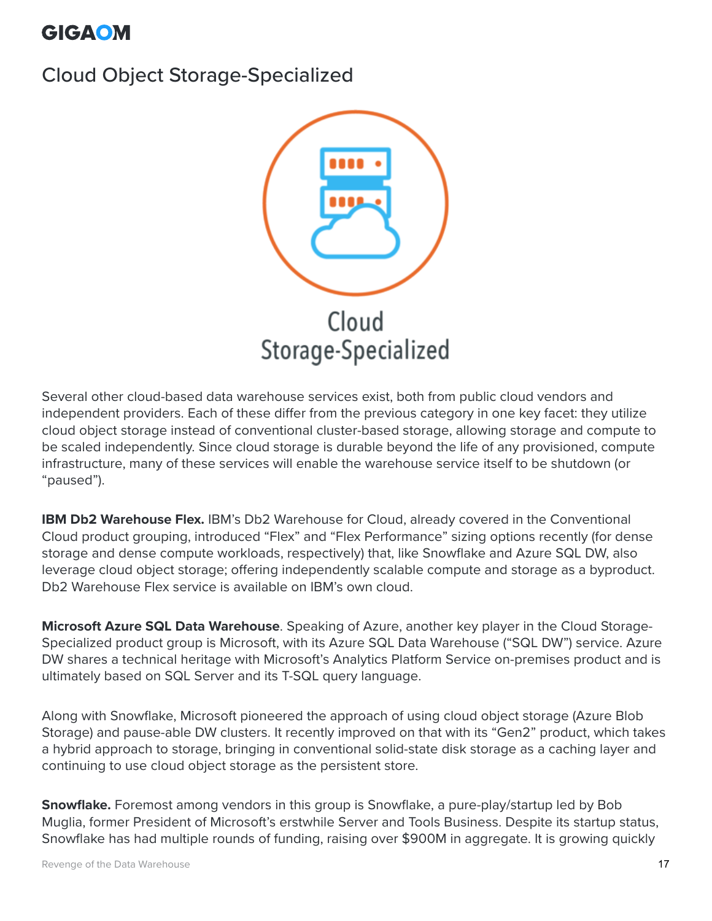# Cloud Object Storage-Specialized

Cloud Storage-Specialized

Several other cloud-based data warehouse services exist, both from public cloud vendors and independent providers. Each of these differ from the previous category in one key facet: they utilize cloud object storage instead of conventional cluster-based storage, allowing storage and compute to be scaled independently. Since cloud storage is durable beyond the life of any provisioned, compute infrastructure, many of these services will enable the warehouse service itself to be shutdown (or "paused").

**IBM Db2 Warehouse Flex.** IBM's Db2 Warehouse for Cloud, already covered in the Conventional Cloud product grouping, introduced "Flex" and "Flex Performance" sizing options recently (for dense storage and dense compute workloads, respectively) that, like Snowflake and Azure SQL DW, also leverage cloud object storage; offering independently scalable compute and storage as a byproduct. Db2 Warehouse Flex service is available on IBM's own cloud.

**Microsoft Azure SQL Data Warehouse**. Speaking of Azure, another key player in the Cloud Storage-Specialized product group is Microsoft, with its Azure SQL Data Warehouse ("SQL DW") service. Azure DW shares a technical heritage with Microsoft's Analytics Platform Service on-premises product and is ultimately based on SQL Server and its T-SQL query language.

Along with Snowflake, Microsoft pioneered the approach of using cloud object storage (Azure Blob Storage) and pause-able DW clusters. It recently improved on that with its "Gen2" product, which takes a hybrid approach to storage, bringing in conventional solid-state disk storage as a caching layer and continuing to use cloud object storage as the persistent store.

**Snowflake.** Foremost among vendors in this group is Snowflake, a pure-play/startup led by Bob Muglia, former President of Microsoft's erstwhile Server and Tools Business. Despite its startup status, Snowflake has had multiple rounds of funding, raising over $900M in aggregate. It is growing quickly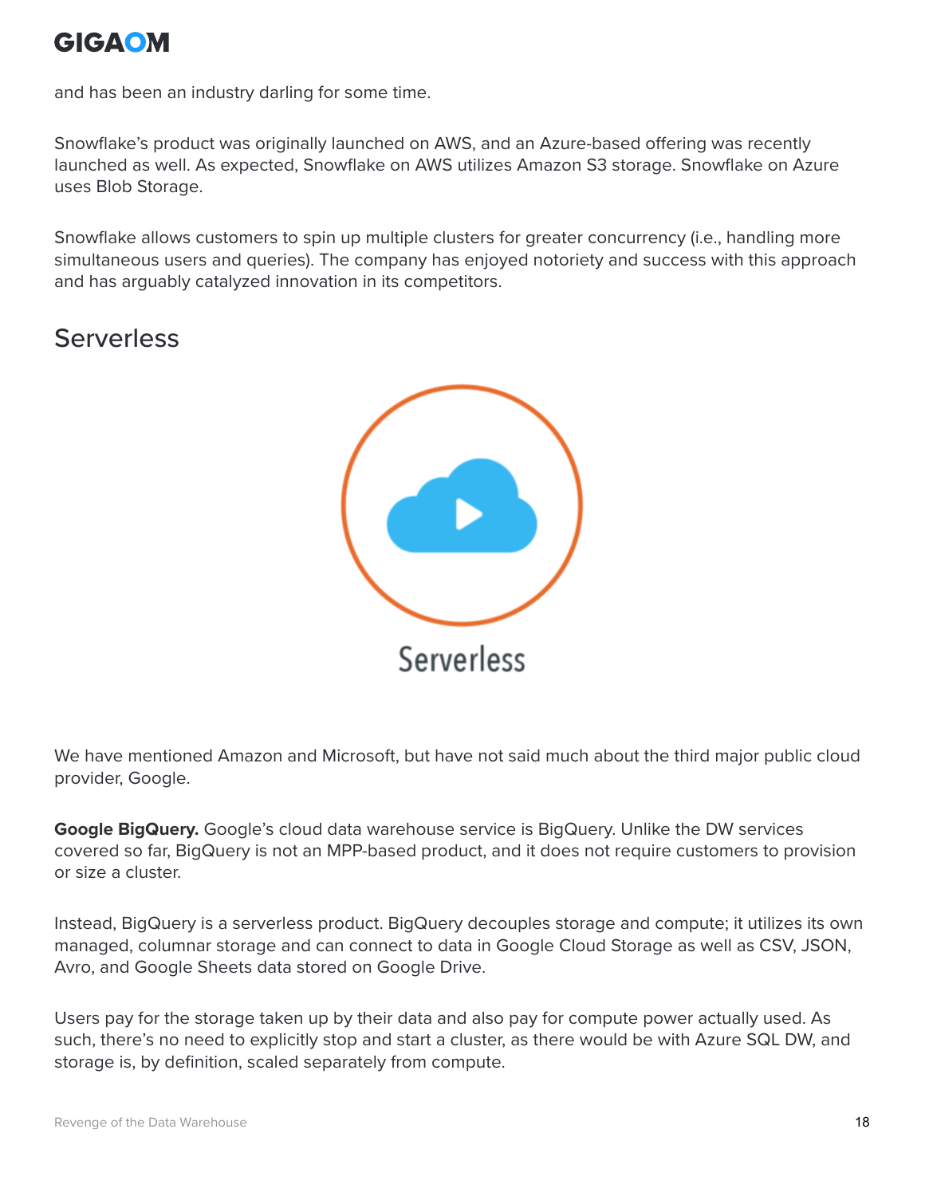and has been an industry darling for some time.

Snowflake's product was originally launched on AWS, and an Azure-based offering was recently launched as well. As expected, Snowflake on AWS utilizes Amazon S3 storage. Snowflake on Azure uses Blob Storage.

Snowflake allows customers to spin up multiple clusters for greater concurrency (i.e., handling more simultaneous users and queries). The company has enjoyed notoriety and success with this approach and has arguably catalyzed innovation in its competitors.

## Serverless

Serverless

We have mentioned Amazon and Microsoft, but have not said much about the third major public cloud provider, Google.

**Google BigQuery.** Google's cloud data warehouse service is BigQuery. Unlike the DW services covered so far, BigQuery is not an MPP-based product, and it does not require customers to provision or size a cluster.

Instead, BigQuery is a serverless product. BigQuery decouples storage and compute; it utilizes its own managed, columnar storage and can connect to data in Google Cloud Storage as well as CSV, JSON, Avro, and Google Sheets data stored on Google Drive.

Users pay for the storage taken up by their data and also pay for compute power actually used. As such, there's no need to explicitly stop and start a cluster, as there would be with Azure SQL DW, and storage is, by definition, scaled separately from compute.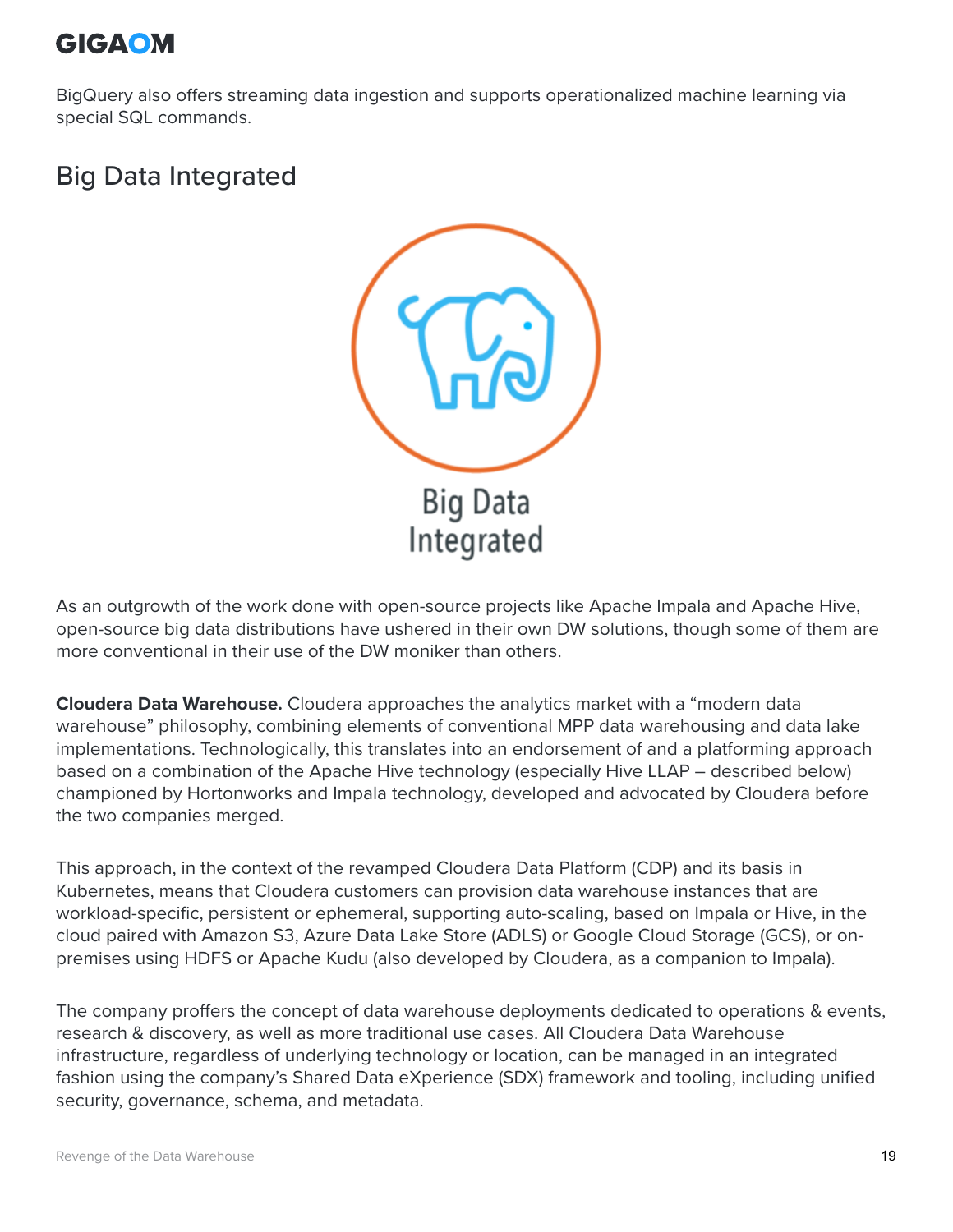BigQuery also offers streaming data ingestion and supports operationalized machine learning via special SQL commands.

## Big Data Integrated

As an outgrowth of the work done with open-source projects like Apache Impala and Apache Hive, open-source big data distributions have ushered in their own DW solutions, though some of them are more conventional in their use of the DW moniker than others.

**Cloudera Data Warehouse.** Cloudera approaches the analytics market with a "modern data warehouse" philosophy, combining elements of conventional MPP data warehousing and data lake implementations. Technologically, this translates into an endorsement of and a platforming approach based on a combination of the Apache Hive technology (especially Hive LLAP – described below) championed by Hortonworks and Impala technology, developed and advocated by Cloudera before the two companies merged.

This approach, in the context of the revamped Cloudera Data Platform (CDP) and its basis in Kubernetes, means that Cloudera customers can provision data warehouse instances that are workload-specific, persistent or ephemeral, supporting auto-scaling, based on Impala or Hive, in the cloud paired with Amazon S3, Azure Data Lake Store (ADLS) or Google Cloud Storage (GCS), or on-premises using HDFS or Apache Kudu (also developed by Cloudera, as a companion to Impala).

The company proffers the concept of data warehouse deployments dedicated to operations & events, research & discovery, as well as more traditional use cases. All Cloudera Data Warehouse infrastructure, regardless of underlying technology or location, can be managed in an integrated fashion using the company's Shared Data eXperience (SDX) framework and tooling, including unified security, governance, schema, and metadata.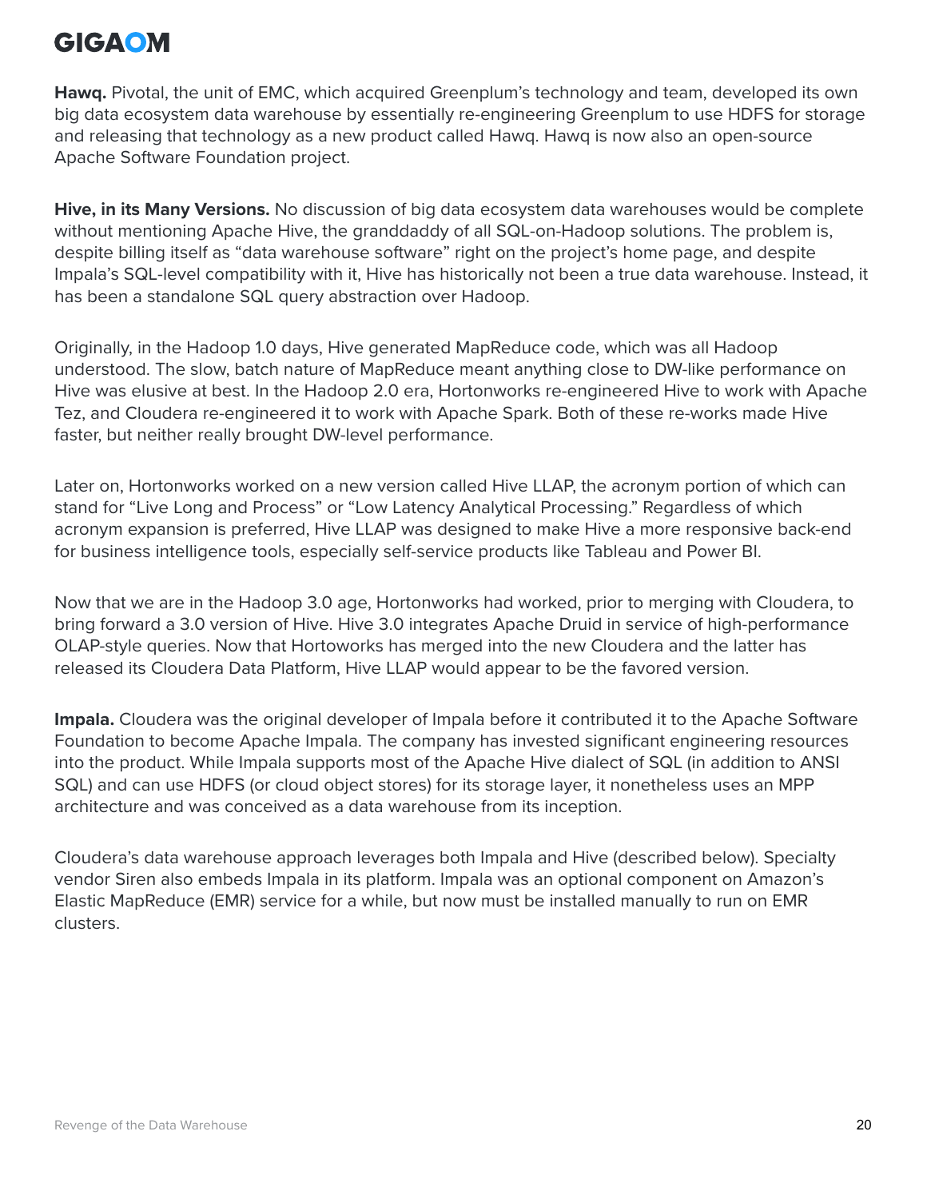**Hawq.** Pivotal, the unit of EMC, which acquired Greenplum's technology and team, developed its own big data ecosystem data warehouse by essentially re-engineering Greenplum to use HDFS for storage and releasing that technology as a new product called Hawq. Hawq is now also an open-source Apache Software Foundation project.

**Hive, in its Many Versions.** No discussion of big data ecosystem data warehouses would be complete without mentioning Apache Hive, the granddaddy of all SQL-on-Hadoop solutions. The problem is, despite billing itself as "data warehouse software" right on the project's home page, and despite Impala's SQL-level compatibility with it, Hive has historically not been a true data warehouse. Instead, it has been a standalone SQL query abstraction over Hadoop.

Originally, in the Hadoop 1.0 days, Hive generated MapReduce code, which was all Hadoop understood. The slow, batch nature of MapReduce meant anything close to DW-like performance on Hive was elusive at best. In the Hadoop 2.0 era, Hortonworks re-engineered Hive to work with Apache Tez, and Cloudera re-engineered it to work with Apache Spark. Both of these re-works made Hive faster, but neither really brought DW-level performance.

Later on, Hortonworks worked on a new version called Hive LLAP, the acronym portion of which can stand for "Live Long and Process" or "Low Latency Analytical Processing." Regardless of which acronym expansion is preferred, Hive LLAP was designed to make Hive a more responsive back-end for business intelligence tools, especially self-service products like Tableau and Power BI.

Now that we are in the Hadoop 3.0 age, Hortonworks had worked, prior to merging with Cloudera, to bring forward a 3.0 version of Hive. Hive 3.0 integrates Apache Druid in service of high-performance OLAP-style queries. Now that Hortoworks has merged into the new Cloudera and the latter has released its Cloudera Data Platform, Hive LLAP would appear to be the favored version.

**Impala.** Cloudera was the original developer of Impala before it contributed it to the Apache Software Foundation to become Apache Impala. The company has invested significant engineering resources into the product. While Impala supports most of the Apache Hive dialect of SQL (in addition to ANSI SQL) and can use HDFS (or cloud object stores) for its storage layer, it nonetheless uses an MPP architecture and was conceived as a data warehouse from its inception.

Cloudera's data warehouse approach leverages both Impala and Hive (described below). Specialty vendor Siren also embeds Impala in its platform. Impala was an optional component on Amazon's Elastic MapReduce (EMR) service for a while, but now must be installed manually to run on EMR clusters.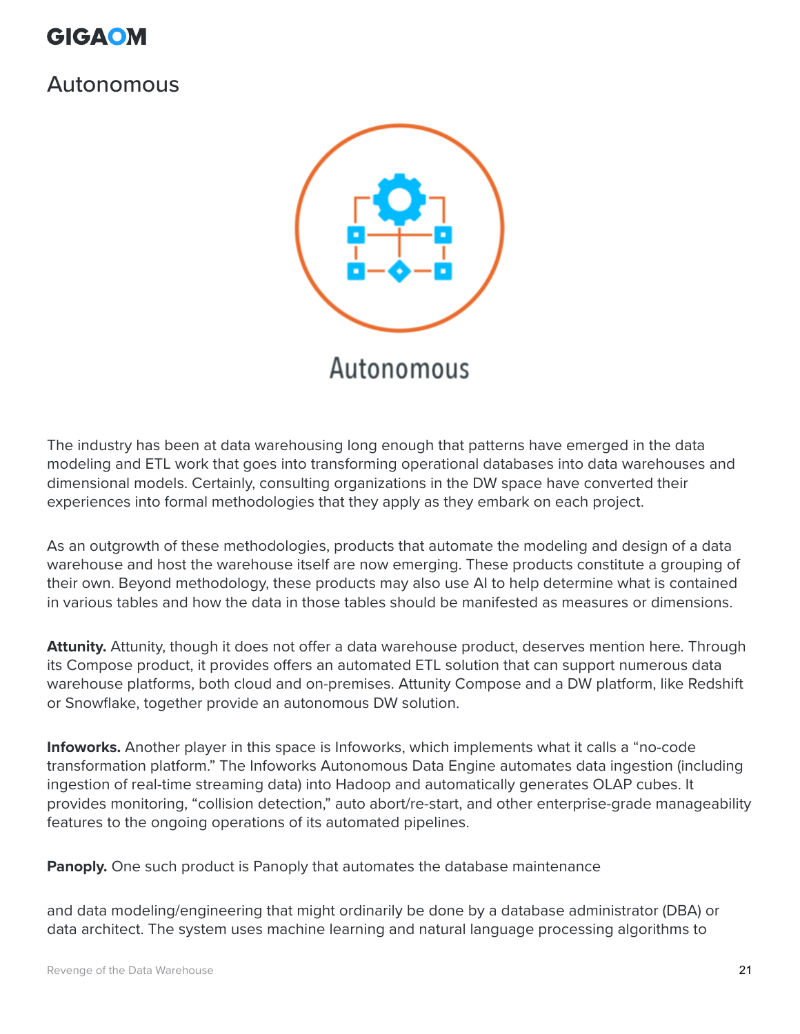## Autonomous

Autonomous

The industry has been at data warehousing long enough that patterns have emerged in the data modeling and ETL work that goes into transforming operational databases into data warehouses and dimensional models. Certainly, consulting organizations in the DW space have converted their experiences into formal methodologies that they apply as they embark on each project.

As an outgrowth of these methodologies, products that automate the modeling and design of a data warehouse and host the warehouse itself are now emerging. These products constitute a grouping of their own. Beyond methodology, these products may also use AI to help determine what is contained in various tables and how the data in those tables should be manifested as measures or dimensions.

**Attunity.** Attunity, though it does not offer a data warehouse product, deserves mention here. Through its Compose product, it provides offers an automated ETL solution that can support numerous data warehouse platforms, both cloud and on-premises. Attunity Compose and a DW platform, like Redshift or Snowflake, together provide an autonomous DW solution.

**Infoworks.** Another player in this space is Infoworks, which implements what it calls a "no-code transformation platform." The Infoworks Autonomous Data Engine automates data ingestion (including ingestion of real-time streaming data) into Hadoop and automatically generates OLAP cubes. It provides monitoring, "collision detection," auto abort/re-start, and other enterprise-grade manageability features to the ongoing operations of its automated pipelines.

**Panoply.** One such product is Panoply that automates the database maintenance

and data modeling/engineering that might ordinarily be done by a database administrator (DBA) or data architect. The system uses machine learning and natural language processing algorithms to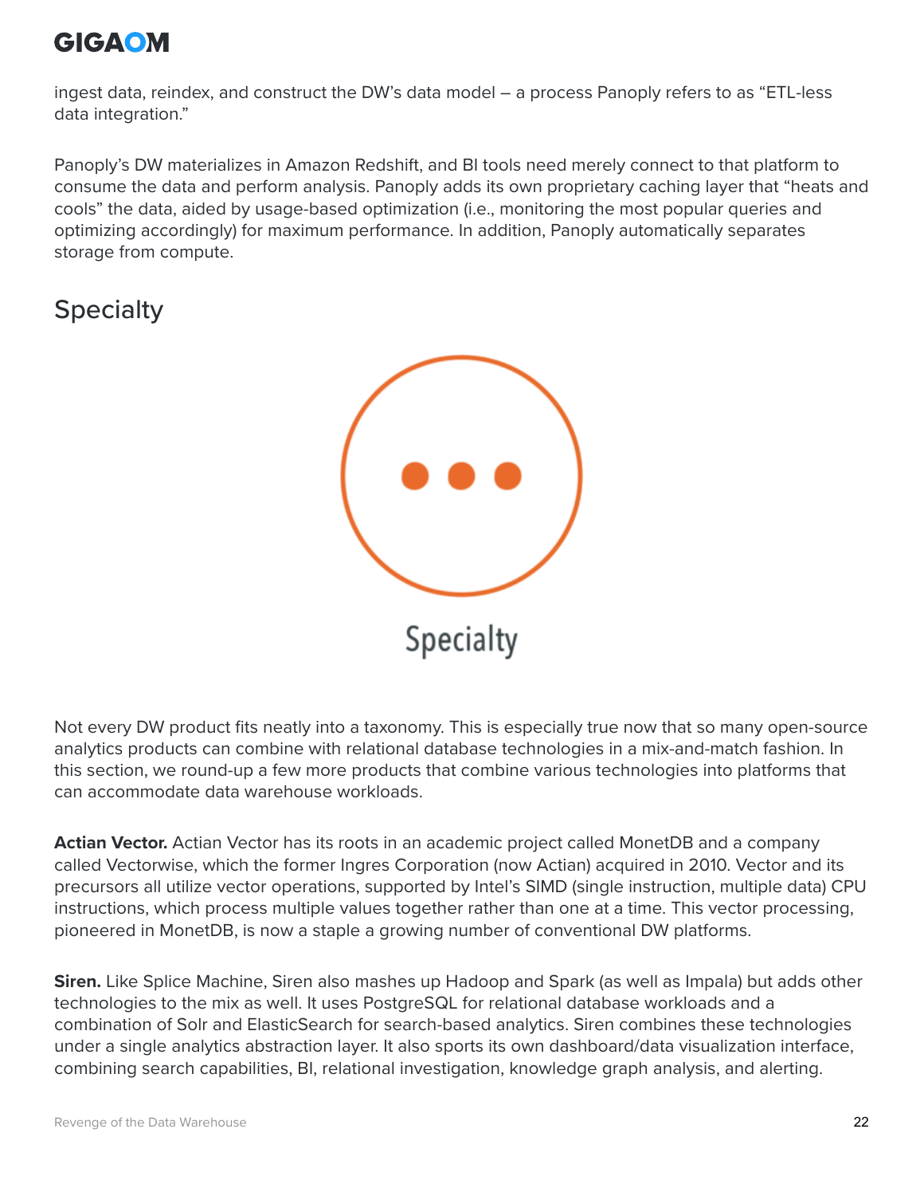ingest data, reindex, and construct the DW's data model – a process Panoply refers to as "ETL-less data integration."

Panoply's DW materializes in Amazon Redshift, and BI tools need merely connect to that platform to consume the data and perform analysis. Panoply adds its own proprietary caching layer that "heats and cools" the data, aided by usage-based optimization (i.e., monitoring the most popular queries and optimizing accordingly) for maximum performance. In addition, Panoply automatically separates storage from compute.

## Specialty

Not every DW product fits neatly into a taxonomy. This is especially true now that so many open-source analytics products can combine with relational database technologies in a mix-and-match fashion. In this section, we round-up a few more products that combine various technologies into platforms that can accommodate data warehouse workloads.

**Actian Vector.** Actian Vector has its roots in an academic project called MonetDB and a company called Vectorwise, which the former Ingres Corporation (now Actian) acquired in 2010. Vector and its precursors all utilize vector operations, supported by Intel's SIMD (single instruction, multiple data) CPU instructions, which process multiple values together rather than one at a time. This vector processing, pioneered in MonetDB, is now a staple a growing number of conventional DW platforms.

**Siren.** Like Splice Machine, Siren also mashes up Hadoop and Spark (as well as Impala) but adds other technologies to the mix as well. It uses PostgreSQL for relational database workloads and a combination of Solr and ElasticSearch for search-based analytics. Siren combines these technologies under a single analytics abstraction layer. It also sports its own dashboard/data visualization interface, combining search capabilities, BI, relational investigation, knowledge graph analysis, and alerting.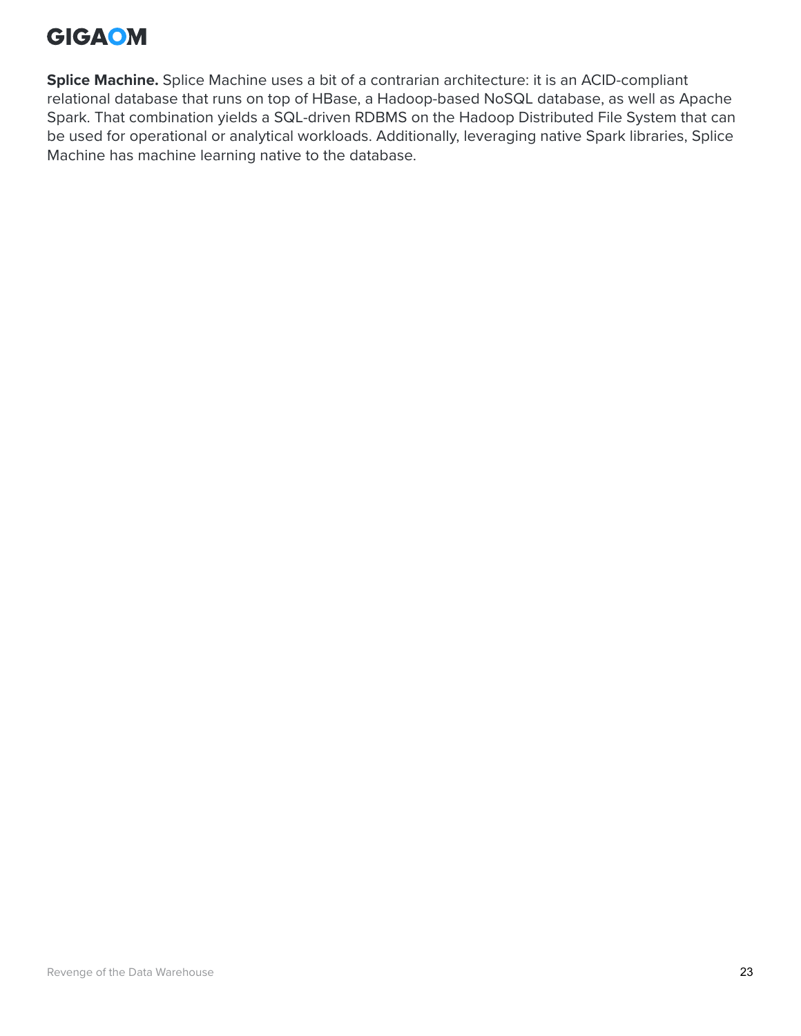**Splice Machine.** Splice Machine uses a bit of a contrarian architecture: it is an ACID-compliant relational database that runs on top of HBase, a Hadoop-based NoSQL database, as well as Apache Spark. That combination yields a SQL-driven RDBMS on the Hadoop Distributed File System that can be used for operational or analytical workloads. Additionally, leveraging native Spark libraries, Splice Machine has machine learning native to the database.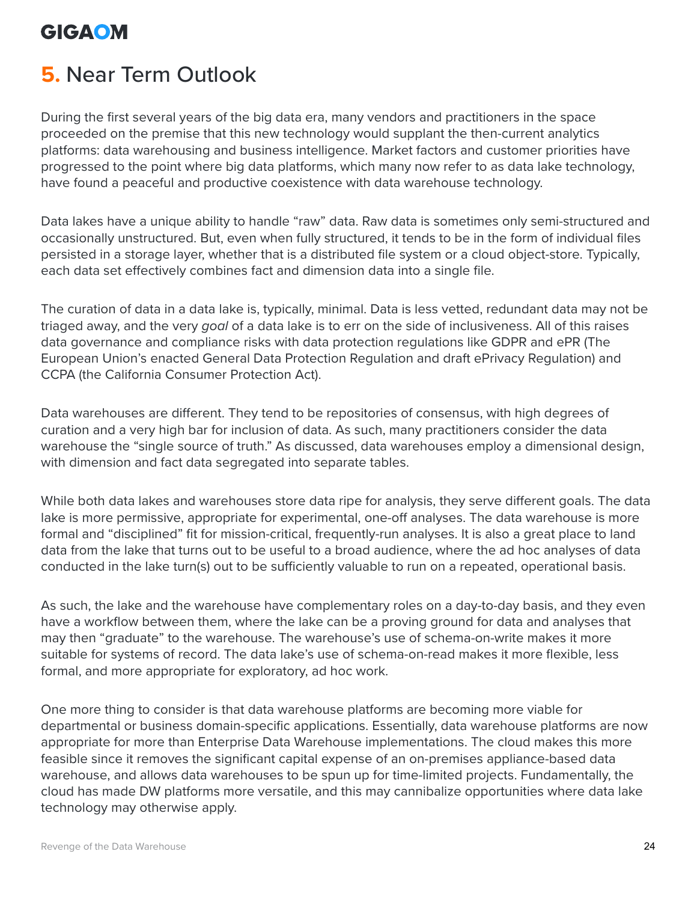# 5. Near Term Outlook

During the first several years of the big data era, many vendors and practitioners in the space proceeded on the premise that this new technology would supplant the then-current analytics platforms: data warehousing and business intelligence. Market factors and customer priorities have progressed to the point where big data platforms, which many now refer to as data lake technology, have found a peaceful and productive coexistence with data warehouse technology.

Data lakes have a unique ability to handle "raw" data. Raw data is sometimes only semi-structured and occasionally unstructured. But, even when fully structured, it tends to be in the form of individual files persisted in a storage layer, whether that is a distributed file system or a cloud object-store. Typically, each data set effectively combines fact and dimension data into a single file.

The curation of data in a data lake is, typically, minimal. Data is less vetted, redundant data may not be triaged away, and the very *goal* of a data lake is to err on the side of inclusiveness. All of this raises data governance and compliance risks with data protection regulations like GDPR and ePR (The European Union's enacted General Data Protection Regulation and draft ePrivacy Regulation) and CCPA (the California Consumer Protection Act).

Data warehouses are different. They tend to be repositories of consensus, with high degrees of curation and a very high bar for inclusion of data. As such, many practitioners consider the data warehouse the "single source of truth." As discussed, data warehouses employ a dimensional design, with dimension and fact data segregated into separate tables.

While both data lakes and warehouses store data ripe for analysis, they serve different goals. The data lake is more permissive, appropriate for experimental, one-off analyses. The data warehouse is more formal and "disciplined" fit for mission-critical, frequently-run analyses. It is also a great place to land data from the lake that turns out to be useful to a broad audience, where the ad hoc analyses of data conducted in the lake turn(s) out to be sufficiently valuable to run on a repeated, operational basis.

As such, the lake and the warehouse have complementary roles on a day-to-day basis, and they even have a workflow between them, where the lake can be a proving ground for data and analyses that may then "graduate" to the warehouse. The warehouse's use of schema-on-write makes it more suitable for systems of record. The data lake's use of schema-on-read makes it more flexible, less formal, and more appropriate for exploratory, ad hoc work.

One more thing to consider is that data warehouse platforms are becoming more viable for departmental or business domain-specific applications. Essentially, data warehouse platforms are now appropriate for more than Enterprise Data Warehouse implementations. The cloud makes this more feasible since it removes the significant capital expense of an on-premises appliance-based data warehouse, and allows data warehouses to be spun up for time-limited projects. Fundamentally, the cloud has made DW platforms more versatile, and this may cannibalize opportunities where data lake technology may otherwise apply.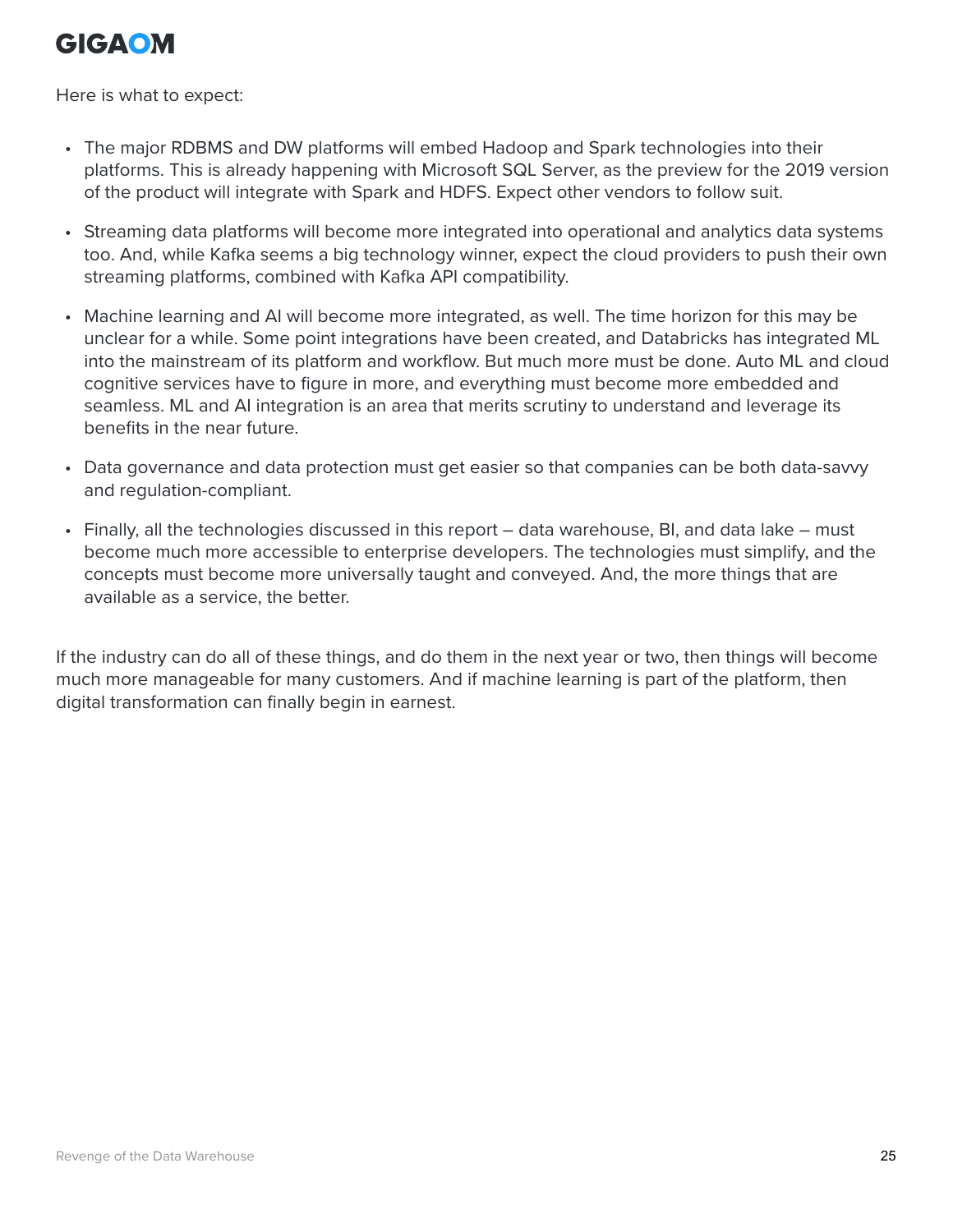Here is what to expect:

- The major RDBMS and DW platforms will embed Hadoop and Spark technologies into their platforms. This is already happening with Microsoft SQL Server, as the preview for the 2019 version of the product will integrate with Spark and HDFS. Expect other vendors to follow suit.
- Streaming data platforms will become more integrated into operational and analytics data systems too. And, while Kafka seems a big technology winner, expect the cloud providers to push their own streaming platforms, combined with Kafka API compatibility.
- Machine learning and AI will become more integrated, as well. The time horizon for this may be unclear for a while. Some point integrations have been created, and Databricks has integrated ML into the mainstream of its platform and workflow. But much more must be done. Auto ML and cloud cognitive services have to figure in more, and everything must become more embedded and seamless. ML and AI integration is an area that merits scrutiny to understand and leverage its benefits in the near future.
- Data governance and data protection must get easier so that companies can be both data-savvy and regulation-compliant.
- Finally, all the technologies discussed in this report – data warehouse, BI, and data lake – must become much more accessible to enterprise developers. The technologies must simplify, and the concepts must become more universally taught and conveyed. And, the more things that are available as a service, the better.

If the industry can do all of these things, and do them in the next year or two, then things will become much more manageable for many customers. And if machine learning is part of the platform, then digital transformation can finally begin in earnest.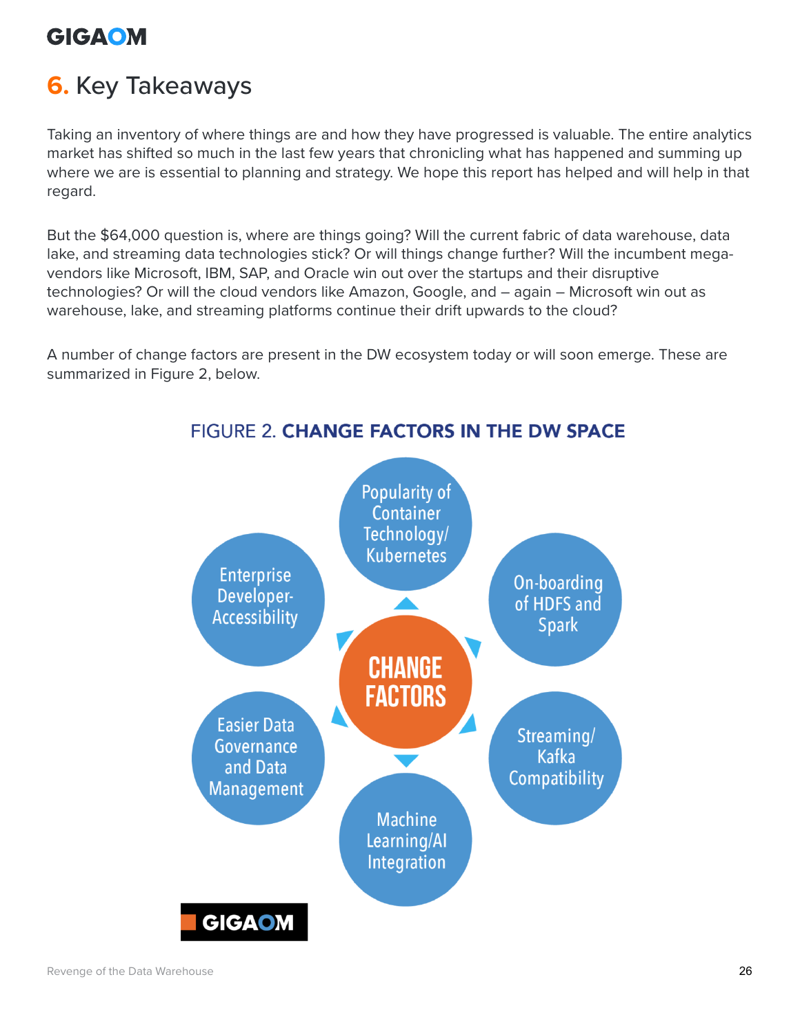## 6. Key Takeaways

Taking an inventory of where things are and how they have progressed is valuable. The entire analytics market has shifted so much in the last few years that chronicling what has happened and summing up where we are is essential to planning and strategy. We hope this report has helped and will help in that regard.

But the $64,000 question is, where are things going? Will the current fabric of data warehouse, data lake, and streaming data technologies stick? Or will things change further? Will the incumbent mega-vendors like Microsoft, IBM, SAP, and Oracle win out over the startups and their disruptive technologies? Or will the cloud vendors like Amazon, Google, and – again – Microsoft win out as warehouse, lake, and streaming platforms continue their drift upwards to the cloud?

A number of change factors are present in the DW ecosystem today or will soon emerge. These are summarized in Figure 2, below.

FIGURE 2. **CHANGE FACTORS IN THE DW SPACE**

CHANGE FACTORS

- Popularity of Container Technology/ Kubernetes
- On-boarding of HDFS and Spark
- Streaming/ Kafka Compatibility
- Machine Learning/AI Integration
- Easier Data Governance and Data Management
- Enterprise Developer-Accessibility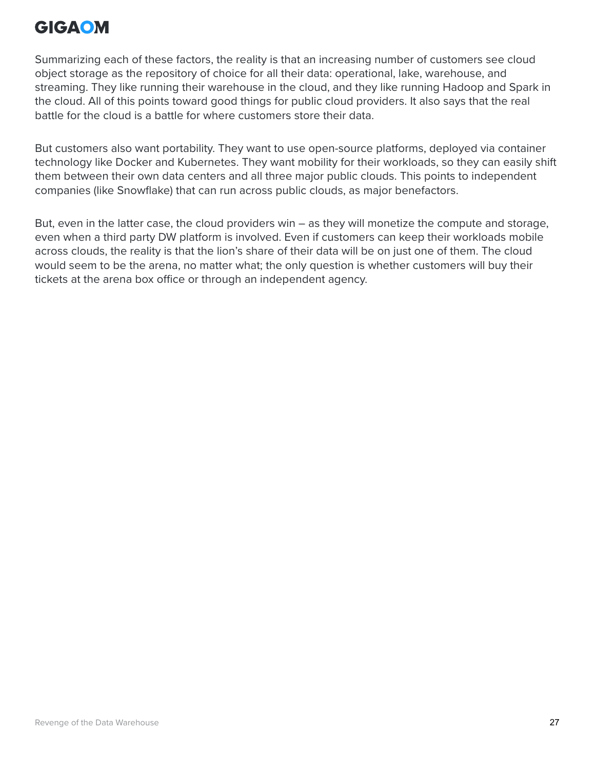Summarizing each of these factors, the reality is that an increasing number of customers see cloud object storage as the repository of choice for all their data: operational, lake, warehouse, and streaming. They like running their warehouse in the cloud, and they like running Hadoop and Spark in the cloud. All of this points toward good things for public cloud providers. It also says that the real battle for the cloud is a battle for where customers store their data.

But customers also want portability. They want to use open-source platforms, deployed via container technology like Docker and Kubernetes. They want mobility for their workloads, so they can easily shift them between their own data centers and all three major public clouds. This points to independent companies (like Snowflake) that can run across public clouds, as major benefactors.

But, even in the latter case, the cloud providers win – as they will monetize the compute and storage, even when a third party DW platform is involved. Even if customers can keep their workloads mobile across clouds, the reality is that the lion's share of their data will be on just one of them. The cloud would seem to be the arena, no matter what; the only question is whether customers will buy their tickets at the arena box office or through an independent agency.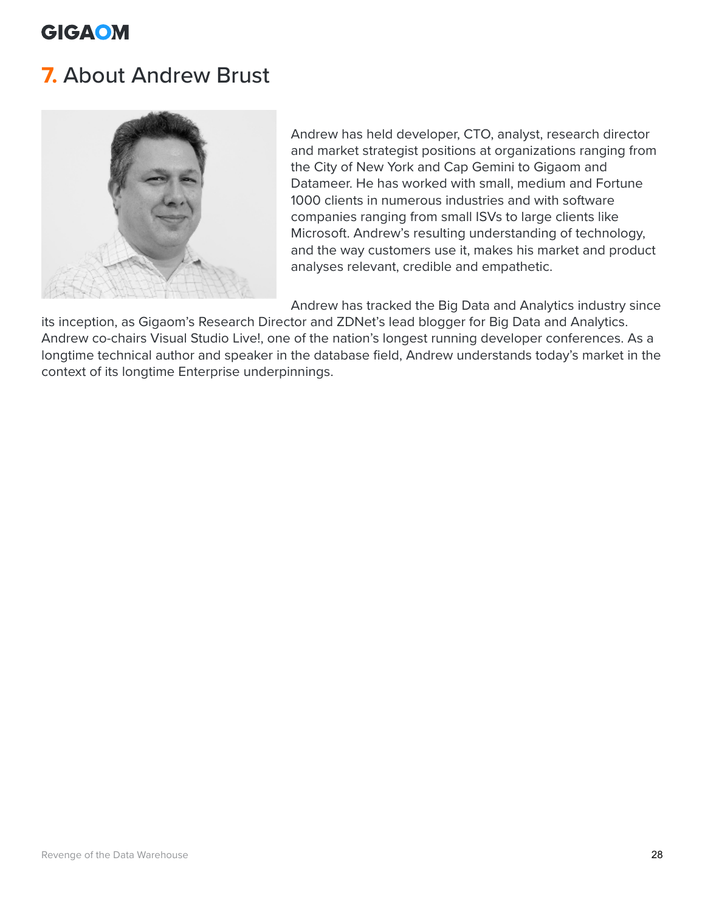## 7. About Andrew Brust

Andrew has held developer, CTO, analyst, research director and market strategist positions at organizations ranging from the City of New York and Cap Gemini to Gigaom and Datameer. He has worked with small, medium and Fortune 1000 clients in numerous industries and with software companies ranging from small ISVs to large clients like Microsoft. Andrew's resulting understanding of technology, and the way customers use it, makes his market and product analyses relevant, credible and empathetic.

Andrew has tracked the Big Data and Analytics industry since its inception, as Gigaom's Research Director and ZDNet's lead blogger for Big Data and Analytics. Andrew co-chairs Visual Studio Live!, one of the nation's longest running developer conferences. As a longtime technical author and speaker in the database field, Andrew understands today's market in the context of its longtime Enterprise underpinnings.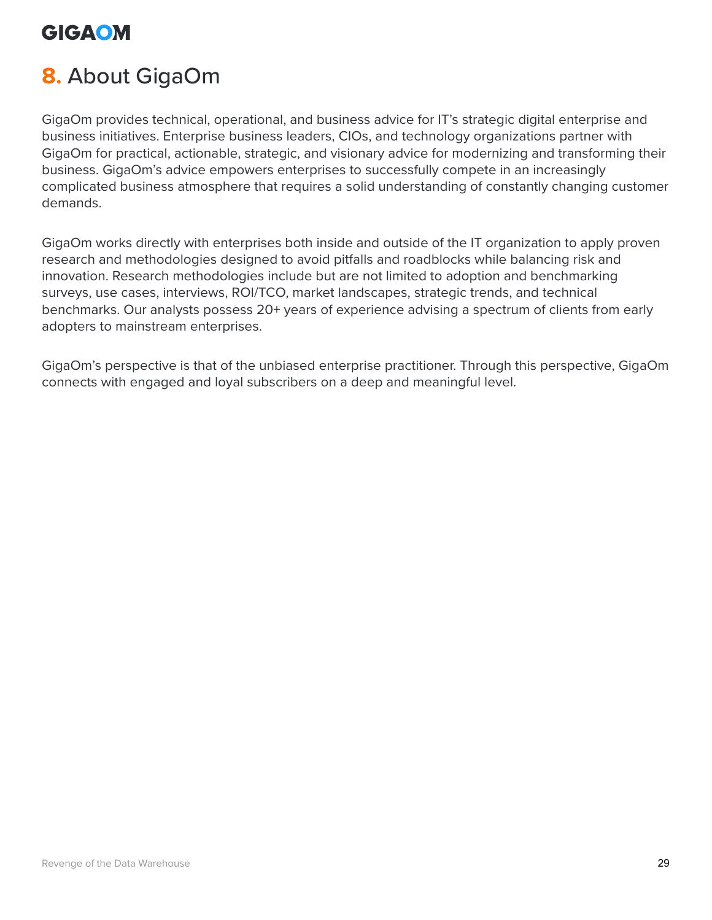# 8. About GigaOm

GigaOm provides technical, operational, and business advice for IT's strategic digital enterprise and business initiatives. Enterprise business leaders, CIOs, and technology organizations partner with GigaOm for practical, actionable, strategic, and visionary advice for modernizing and transforming their business. GigaOm's advice empowers enterprises to successfully compete in an increasingly complicated business atmosphere that requires a solid understanding of constantly changing customer demands.

GigaOm works directly with enterprises both inside and outside of the IT organization to apply proven research and methodologies designed to avoid pitfalls and roadblocks while balancing risk and innovation. Research methodologies include but are not limited to adoption and benchmarking surveys, use cases, interviews, ROI/TCO, market landscapes, strategic trends, and technical benchmarks. Our analysts possess 20+ years of experience advising a spectrum of clients from early adopters to mainstream enterprises.

GigaOm's perspective is that of the unbiased enterprise practitioner. Through this perspective, GigaOm connects with engaged and loyal subscribers on a deep and meaningful level.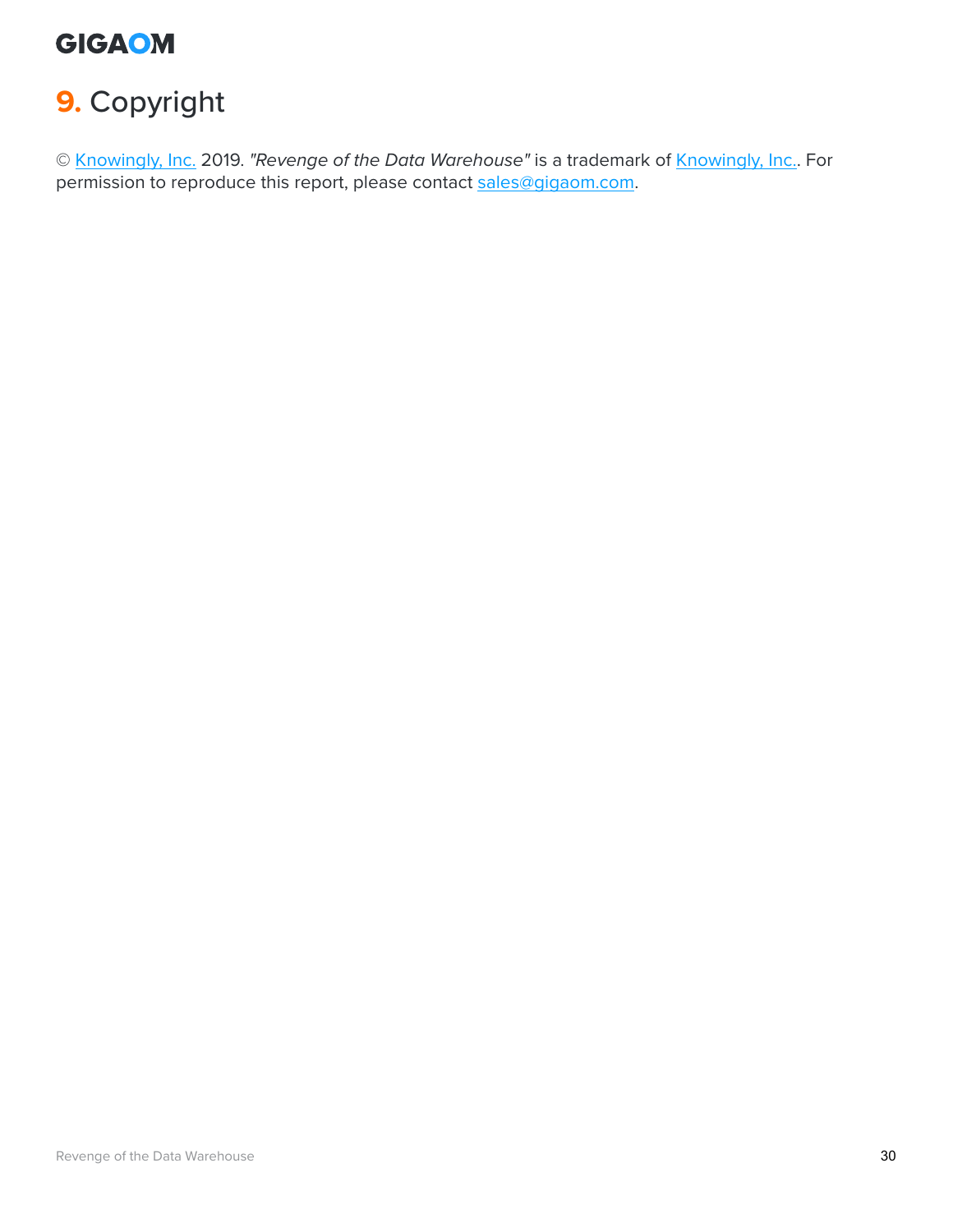# 9. Copyright

© Knowingly, Inc. 2019. *"Revenge of the Data Warehouse"* is a trademark of Knowingly, Inc.. For permission to reproduce this report, please contact sales@gigaom.com.